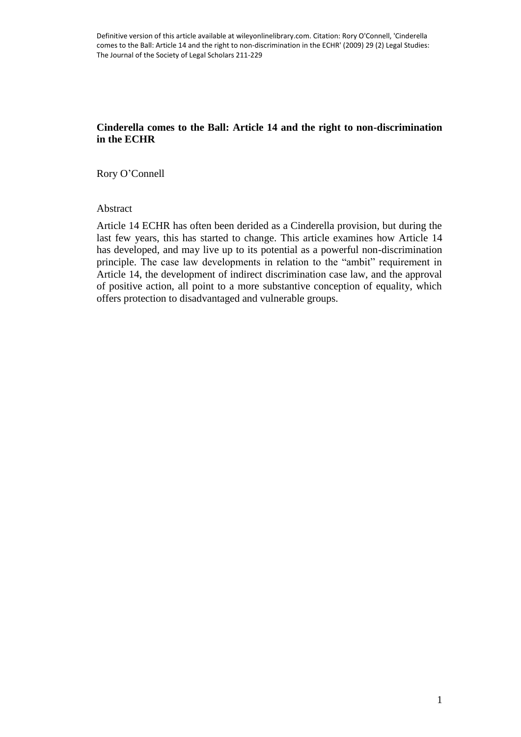Definitive version of this article available at wileyonlinelibrary.com. Citation: Rory O'Connell, 'Cinderella comes to the Ball: Article 14 and the right to non-discrimination in the ECHR' (2009) 29 (2) Legal Studies: The Journal of the Society of Legal Scholars 211-229

# Cinderella comes to the Ball: Article 14 and the right to non-discrimination in the ECHR

Rory O'Connell

Abstract

Article 14 ECHR has often been derided as a Cinderella provision, but during the last few years, this has started to change. This article examines how Article 14 has developed, and may live up to its potential as a powerful non-discrimination principle. The case law developments in relation to the "ambit" requirement in Article 14, the development of indirect discrimination case law, and the approval of positive action, all point to a more substantive conception of equality, which offers protection to disadvantaged and vulnerable groups.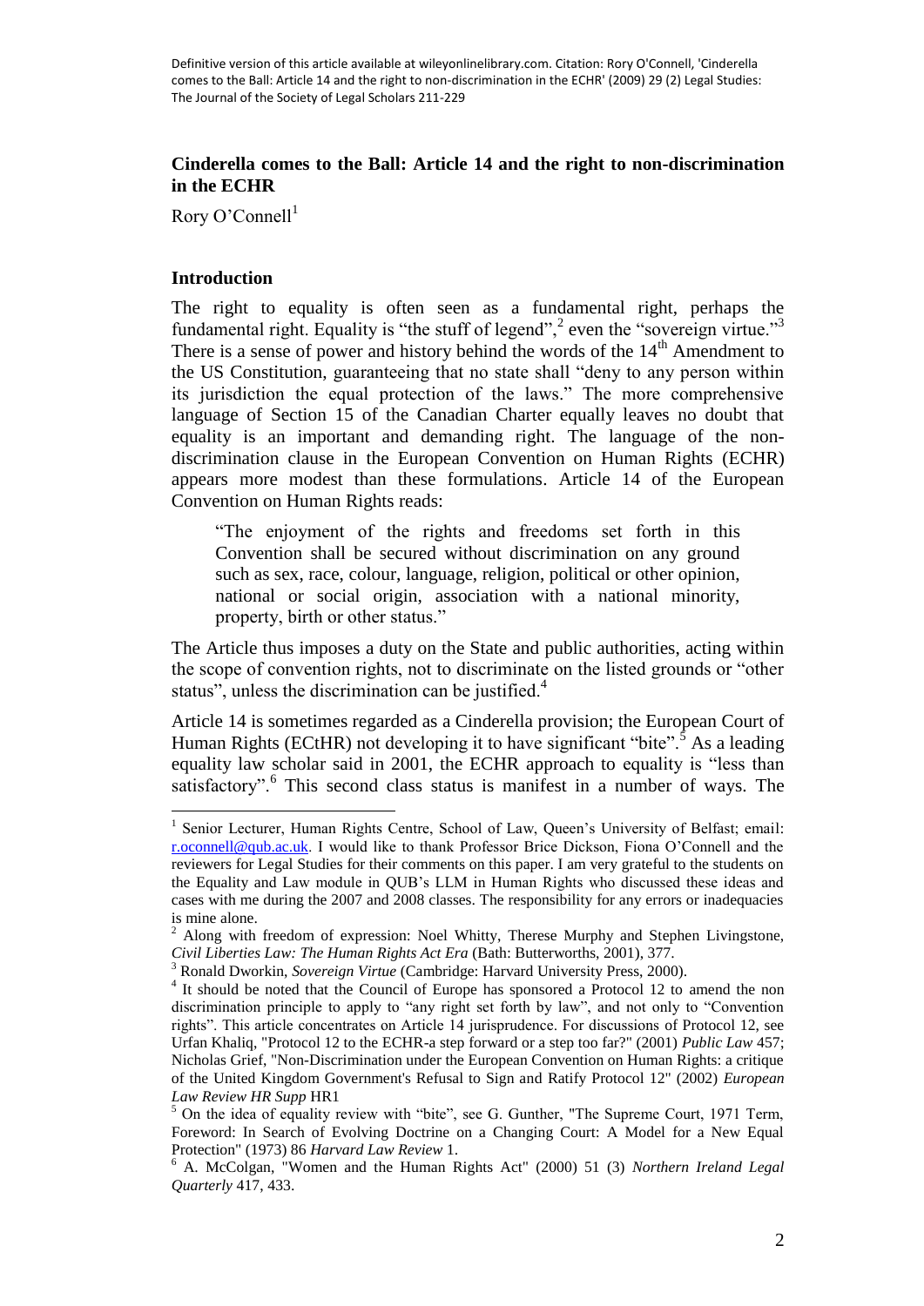Definitive version of this article available at wileyonlinelibrary.com. Citation: Rory O'Connell, 'Cinderella comes to the Ball: Article 14 and the right to non-discrimination in the ECHR' (2009) 29 (2) Legal Studies: The Journal of the Society of Legal Scholars 211-229

## Cinderella comes to the Ball: Article 14 and the right to non-discrimination in the ECHR

Rory O'Connell[1]

### Introduction

The right to equality is often seen as a fundamental right, perhaps the fundamental right. Equality is "the stuff of legend",[2] even the "sovereign virtue."[3] There is a sense of power and history behind the words of the 14th Amendment to the US Constitution, guaranteeing that no state shall "deny to any person within its jurisdiction the equal protection of the laws." The more comprehensive language of Section 15 of the Canadian Charter equally leaves no doubt that equality is an important and demanding right. The language of the non-discrimination clause in the European Convention on Human Rights (ECHR) appears more modest than these formulations. Article 14 of the European Convention on Human Rights reads:

> "The enjoyment of the rights and freedoms set forth in this Convention shall be secured without discrimination on any ground such as sex, race, colour, language, religion, political or other opinion, national or social origin, association with a national minority, property, birth or other status."

The Article thus imposes a duty on the State and public authorities, acting within the scope of convention rights, not to discriminate on the listed grounds or "other status", unless the discrimination can be justified.[4]

Article 14 is sometimes regarded as a Cinderella provision; the European Court of Human Rights (ECtHR) not developing it to have significant "bite".[5] As a leading equality law scholar said in 2001, the ECHR approach to equality is "less than satisfactory".[6] This second class status is manifest in a number of ways. The

---

[1] Senior Lecturer, Human Rights Centre, School of Law, Queen's University of Belfast; email: r.oconnell@qub.ac.uk. I would like to thank Professor Brice Dickson, Fiona O'Connell and the reviewers for Legal Studies for their comments on this paper. I am very grateful to the students on the Equality and Law module in QUB's LLM in Human Rights who discussed these ideas and cases with me during the 2007 and 2008 classes. The responsibility for any errors or inadequacies is mine alone.

[2] Along with freedom of expression: Noel Whitty, Therese Murphy and Stephen Livingstone, *Civil Liberties Law: The Human Rights Act Era* (Bath: Butterworths, 2001), 377.

[3] Ronald Dworkin, *Sovereign Virtue* (Cambridge: Harvard University Press, 2000).

[4] It should be noted that the Council of Europe has sponsored a Protocol 12 to amend the non discrimination principle to apply to "any right set forth by law", and not only to "Convention rights". This article concentrates on Article 14 jurisprudence. For discussions of Protocol 12, see Urfan Khaliq, "Protocol 12 to the ECHR-a step forward or a step too far?" (2001) *Public Law* 457; Nicholas Grief, "Non-Discrimination under the European Convention on Human Rights: a critique of the United Kingdom Government's Refusal to Sign and Ratify Protocol 12" (2002) *European Law Review HR Supp* HR1

[5] On the idea of equality review with "bite", see G. Gunther, "The Supreme Court, 1971 Term, Foreword: In Search of Evolving Doctrine on a Changing Court: A Model for a New Equal Protection" (1973) 86 *Harvard Law Review* 1.

[6] A. McColgan, "Women and the Human Rights Act" (2000) 51 (3) *Northern Ireland Legal Quarterly* 417, 433.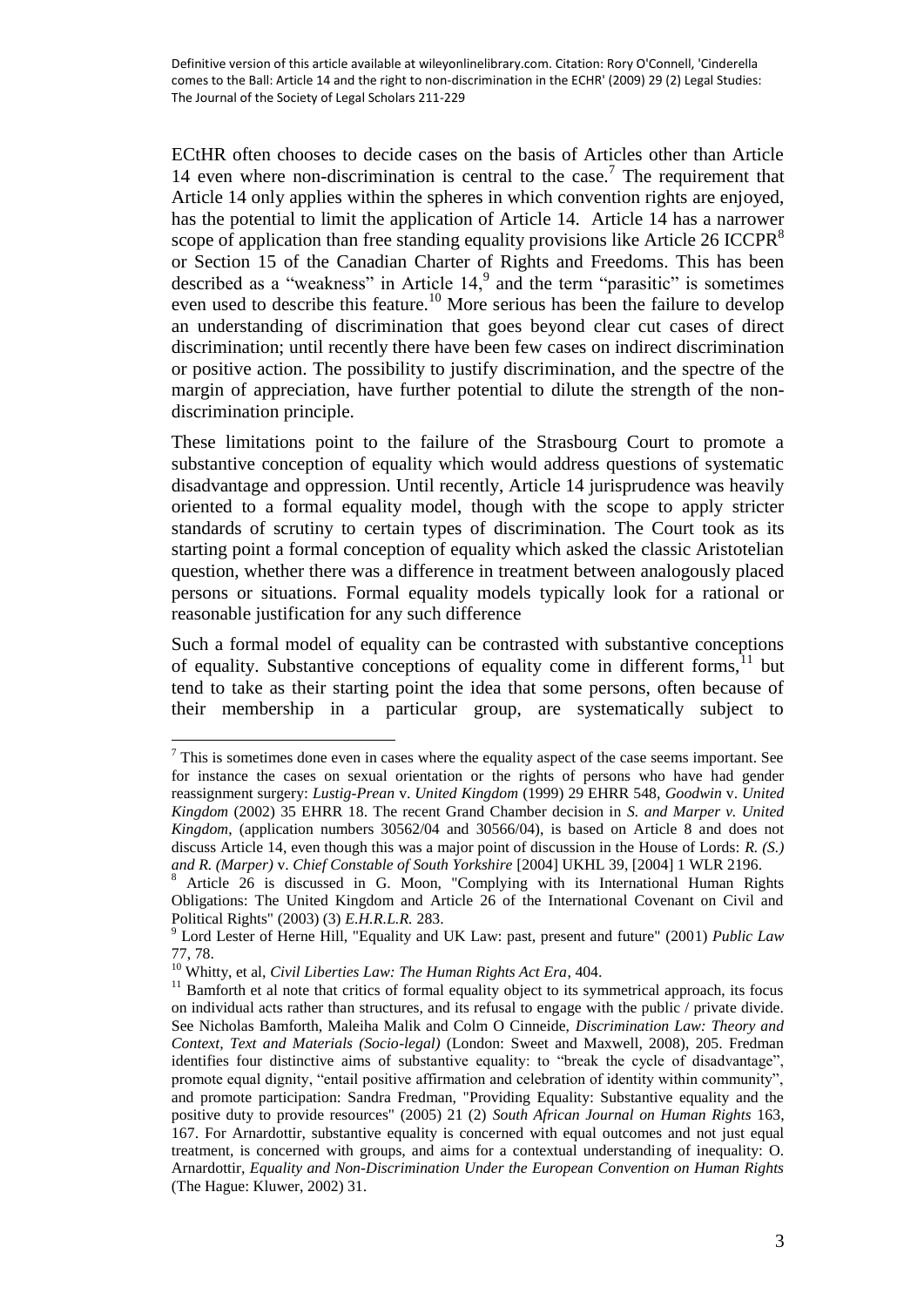ECtHR often chooses to decide cases on the basis of Articles other than Article 14 even where non-discrimination is central to the case.[7] The requirement that Article 14 only applies within the spheres in which convention rights are enjoyed, has the potential to limit the application of Article 14. Article 14 has a narrower scope of application than free standing equality provisions like Article 26 ICCPR[8] or Section 15 of the Canadian Charter of Rights and Freedoms. This has been described as a "weakness" in Article 14,[9] and the term "parasitic" is sometimes even used to describe this feature.[10] More serious has been the failure to develop an understanding of discrimination that goes beyond clear cut cases of direct discrimination; until recently there have been few cases on indirect discrimination or positive action. The possibility to justify discrimination, and the spectre of the margin of appreciation, have further potential to dilute the strength of the non-discrimination principle.

These limitations point to the failure of the Strasbourg Court to promote a substantive conception of equality which would address questions of systematic disadvantage and oppression. Until recently, Article 14 jurisprudence was heavily oriented to a formal equality model, though with the scope to apply stricter standards of scrutiny to certain types of discrimination. The Court took as its starting point a formal conception of equality which asked the classic Aristotelian question, whether there was a difference in treatment between analogously placed persons or situations. Formal equality models typically look for a rational or reasonable justification for any such difference

Such a formal model of equality can be contrasted with substantive conceptions of equality. Substantive conceptions of equality come in different forms,[11] but tend to take as their starting point the idea that some persons, often because of their membership in a particular group, are systematically subject to

---

[7] This is sometimes done even in cases where the equality aspect of the case seems important. See for instance the cases on sexual orientation or the rights of persons who have had gender reassignment surgery: *Lustig-Prean* v. *United Kingdom* (1999) 29 EHRR 548, *Goodwin* v. *United Kingdom* (2002) 35 EHRR 18. The recent Grand Chamber decision in *S. and Marper v. United Kingdom*, (application numbers 30562/04 and 30566/04), is based on Article 8 and does not discuss Article 14, even though this was a major point of discussion in the House of Lords: *R. (S.) and R. (Marper)* v. *Chief Constable of South Yorkshire* [2004] UKHL 39, [2004] 1 WLR 2196.

[8] Article 26 is discussed in G. Moon, "Complying with its International Human Rights Obligations: The United Kingdom and Article 26 of the International Covenant on Civil and Political Rights" (2003) (3) *E.H.R.L.R.* 283.

[9] Lord Lester of Herne Hill, "Equality and UK Law: past, present and future" (2001) *Public Law* 77, 78.

[10] Whitty, et al, *Civil Liberties Law: The Human Rights Act Era*, 404.

[11] Bamforth et al note that critics of formal equality object to its symmetrical approach, its focus on individual acts rather than structures, and its refusal to engage with the public / private divide. See Nicholas Bamforth, Maleiha Malik and Colm O Cinneide, *Discrimination Law: Theory and Context, Text and Materials (Socio-legal)* (London: Sweet and Maxwell, 2008), 205. Fredman identifies four distinctive aims of substantive equality: to "break the cycle of disadvantage", promote equal dignity, "entail positive affirmation and celebration of identity within community", and promote participation: Sandra Fredman, "Providing Equality: Substantive equality and the positive duty to provide resources" (2005) 21 (2) *South African Journal on Human Rights* 163, 167. For Arnardottir, substantive equality is concerned with equal outcomes and not just equal treatment, is concerned with groups, and aims for a contextual understanding of inequality: O. Arnardottir, *Equality and Non-Discrimination Under the European Convention on Human Rights* (The Hague: Kluwer, 2002) 31.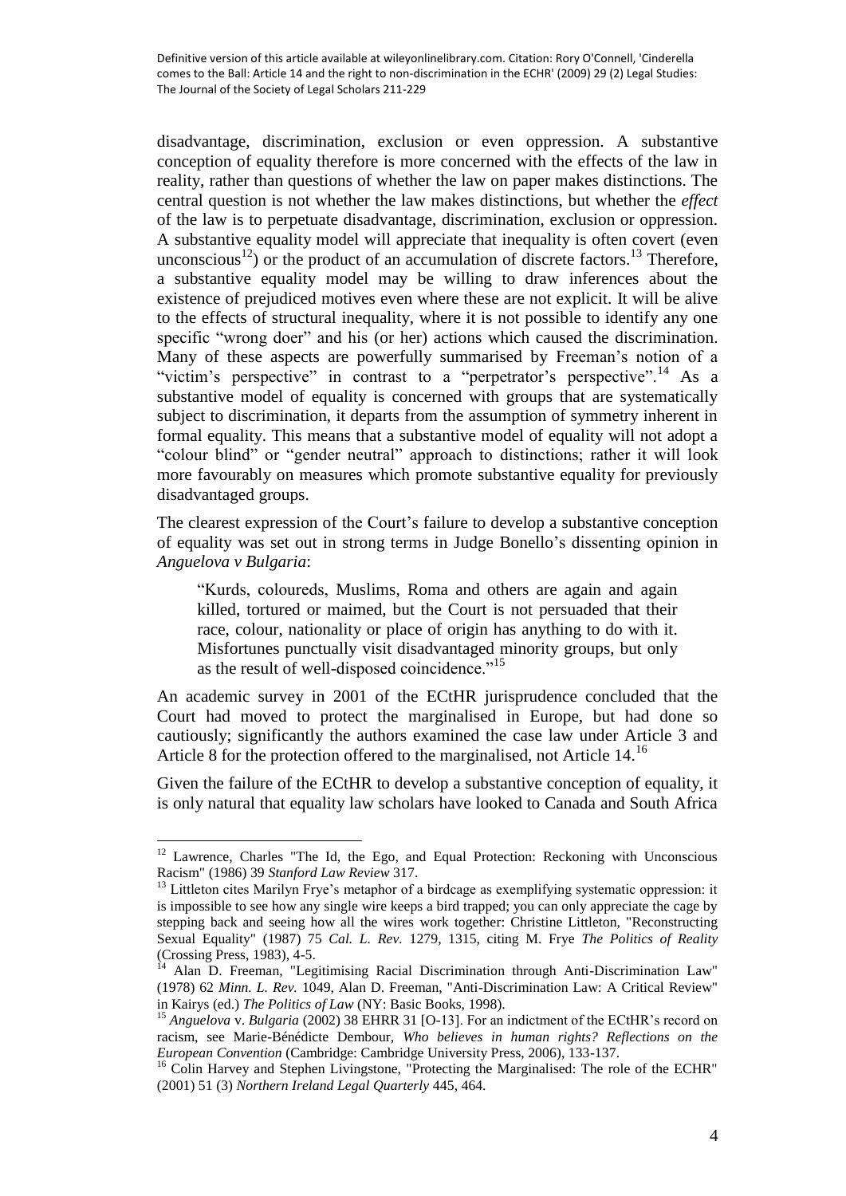disadvantage, discrimination, exclusion or even oppression. A substantive conception of equality therefore is more concerned with the effects of the law in reality, rather than questions of whether the law on paper makes distinctions. The central question is not whether the law makes distinctions, but whether the *effect* of the law is to perpetuate disadvantage, discrimination, exclusion or oppression. A substantive equality model will appreciate that inequality is often covert (even unconscious[12]) or the product of an accumulation of discrete factors.[13] Therefore, a substantive equality model may be willing to draw inferences about the existence of prejudiced motives even where these are not explicit. It will be alive to the effects of structural inequality, where it is not possible to identify any one specific "wrong doer" and his (or her) actions which caused the discrimination. Many of these aspects are powerfully summarised by Freeman's notion of a "victim's perspective" in contrast to a "perpetrator's perspective".[14] As a substantive model of equality is concerned with groups that are systematically subject to discrimination, it departs from the assumption of symmetry inherent in formal equality. This means that a substantive model of equality will not adopt a "colour blind" or "gender neutral" approach to distinctions; rather it will look more favourably on measures which promote substantive equality for previously disadvantaged groups.

The clearest expression of the Court's failure to develop a substantive conception of equality was set out in strong terms in Judge Bonello's dissenting opinion in *Anguelova v Bulgaria*:

> "Kurds, coloureds, Muslims, Roma and others are again and again killed, tortured or maimed, but the Court is not persuaded that their race, colour, nationality or place of origin has anything to do with it. Misfortunes punctually visit disadvantaged minority groups, but only as the result of well-disposed coincidence."[15]

An academic survey in 2001 of the ECtHR jurisprudence concluded that the Court had moved to protect the marginalised in Europe, but had done so cautiously; significantly the authors examined the case law under Article 3 and Article 8 for the protection offered to the marginalised, not Article 14.[16]

Given the failure of the ECtHR to develop a substantive conception of equality, it is only natural that equality law scholars have looked to Canada and South Africa

---

[12] Lawrence, Charles "The Id, the Ego, and Equal Protection: Reckoning with Unconscious Racism" (1986) 39 *Stanford Law Review* 317.

[13] Littleton cites Marilyn Frye's metaphor of a birdcage as exemplifying systematic oppression: it is impossible to see how any single wire keeps a bird trapped; you can only appreciate the cage by stepping back and seeing how all the wires work together: Christine Littleton, "Reconstructing Sexual Equality" (1987) 75 *Cal. L. Rev.* 1279, 1315, citing M. Frye *The Politics of Reality* (Crossing Press, 1983), 4-5.

[14] Alan D. Freeman, "Legitimising Racial Discrimination through Anti-Discrimination Law" (1978) 62 *Minn. L. Rev.* 1049, Alan D. Freeman, "Anti-Discrimination Law: A Critical Review" in Kairys (ed.) *The Politics of Law* (NY: Basic Books, 1998).

[15] *Anguelova* v. *Bulgaria* (2002) 38 EHRR 31 [O-13]. For an indictment of the ECtHR's record on racism, see Marie-Bénédicte Dembour, *Who believes in human rights? Reflections on the European Convention* (Cambridge: Cambridge University Press, 2006), 133-137.

[16] Colin Harvey and Stephen Livingstone, "Protecting the Marginalised: The role of the ECHR" (2001) 51 (3) *Northern Ireland Legal Quarterly* 445, 464.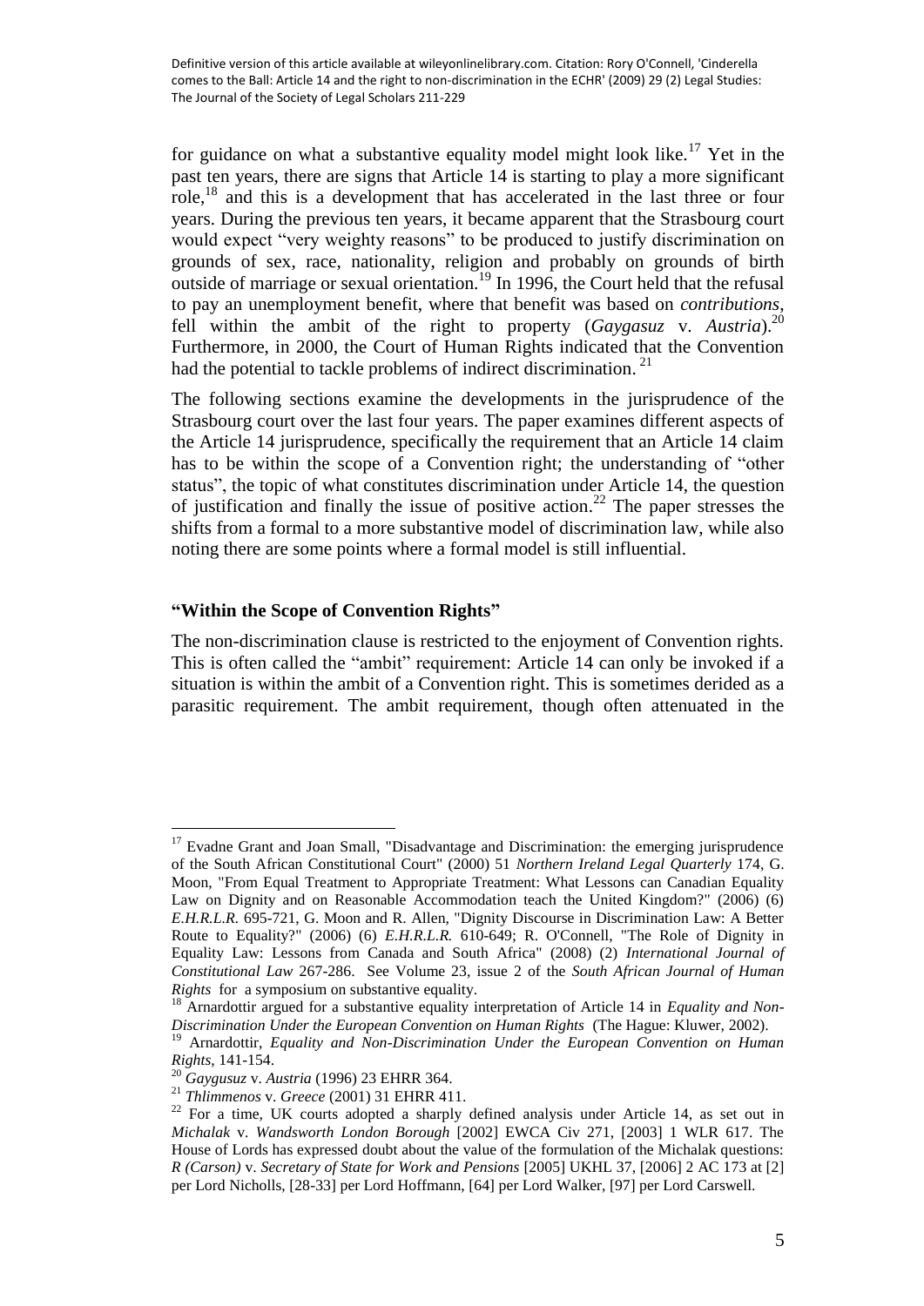for guidance on what a substantive equality model might look like.[17] Yet in the past ten years, there are signs that Article 14 is starting to play a more significant role,[18] and this is a development that has accelerated in the last three or four years. During the previous ten years, it became apparent that the Strasbourg court would expect "very weighty reasons" to be produced to justify discrimination on grounds of sex, race, nationality, religion and probably on grounds of birth outside of marriage or sexual orientation.[19] In 1996, the Court held that the refusal to pay an unemployment benefit, where that benefit was based on *contributions*, fell within the ambit of the right to property (*Gaygasuz* v. *Austria*).[20] Furthermore, in 2000, the Court of Human Rights indicated that the Convention had the potential to tackle problems of indirect discrimination.[21]

The following sections examine the developments in the jurisprudence of the Strasbourg court over the last four years. The paper examines different aspects of the Article 14 jurisprudence, specifically the requirement that an Article 14 claim has to be within the scope of a Convention right; the understanding of "other status", the topic of what constitutes discrimination under Article 14, the question of justification and finally the issue of positive action.[22] The paper stresses the shifts from a formal to a more substantive model of discrimination law, while also noting there are some points where a formal model is still influential.

## "Within the Scope of Convention Rights"

The non-discrimination clause is restricted to the enjoyment of Convention rights. This is often called the "ambit" requirement: Article 14 can only be invoked if a situation is within the ambit of a Convention right. This is sometimes derided as a parasitic requirement. The ambit requirement, though often attenuated in the

---

[17] Evadne Grant and Joan Small, "Disadvantage and Discrimination: the emerging jurisprudence of the South African Constitutional Court" (2000) 51 *Northern Ireland Legal Quarterly* 174, G. Moon, "From Equal Treatment to Appropriate Treatment: What Lessons can Canadian Equality Law on Dignity and on Reasonable Accommodation teach the United Kingdom?" (2006) (6) *E.H.R.L.R.* 695-721, G. Moon and R. Allen, "Dignity Discourse in Discrimination Law: A Better Route to Equality?" (2006) (6) *E.H.R.L.R.* 610-649; R. O'Connell, "The Role of Dignity in Equality Law: Lessons from Canada and South Africa" (2008) (2) *International Journal of Constitutional Law* 267-286. See Volume 23, issue 2 of the *South African Journal of Human Rights* for a symposium on substantive equality.

[18] Arnardottir argued for a substantive equality interpretation of Article 14 in *Equality and Non-Discrimination Under the European Convention on Human Rights* (The Hague: Kluwer, 2002).

[19] Arnardottir, *Equality and Non-Discrimination Under the European Convention on Human Rights*, 141-154.

[20] *Gaygusuz* v. *Austria* (1996) 23 EHRR 364.

[21] *Thlimmenos* v. *Greece* (2001) 31 EHRR 411.

[22] For a time, UK courts adopted a sharply defined analysis under Article 14, as set out in *Michalak* v. *Wandsworth London Borough* [2002] EWCA Civ 271, [2003] 1 WLR 617. The House of Lords has expressed doubt about the value of the formulation of the Michalak questions: *R (Carson)* v. *Secretary of State for Work and Pensions* [2005] UKHL 37, [2006] 2 AC 173 at [2] per Lord Nicholls, [28-33] per Lord Hoffmann, [64] per Lord Walker, [97] per Lord Carswell.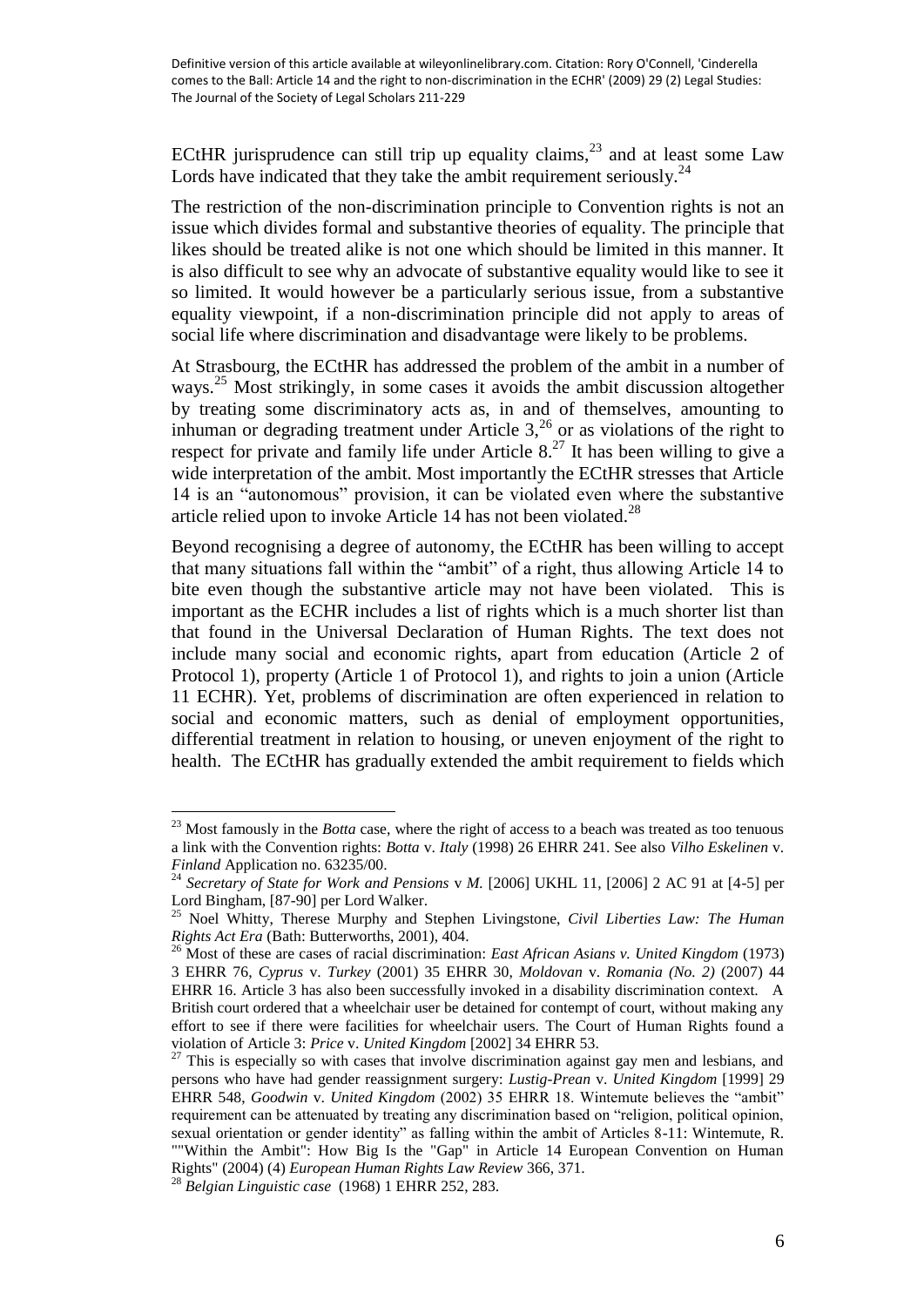ECtHR jurisprudence can still trip up equality claims,[23] and at least some Law Lords have indicated that they take the ambit requirement seriously.[24]

The restriction of the non-discrimination principle to Convention rights is not an issue which divides formal and substantive theories of equality. The principle that likes should be treated alike is not one which should be limited in this manner. It is also difficult to see why an advocate of substantive equality would like to see it so limited. It would however be a particularly serious issue, from a substantive equality viewpoint, if a non-discrimination principle did not apply to areas of social life where discrimination and disadvantage were likely to be problems.

At Strasbourg, the ECtHR has addressed the problem of the ambit in a number of ways.[25] Most strikingly, in some cases it avoids the ambit discussion altogether by treating some discriminatory acts as, in and of themselves, amounting to inhuman or degrading treatment under Article 3,[26] or as violations of the right to respect for private and family life under Article 8.[27] It has been willing to give a wide interpretation of the ambit. Most importantly the ECtHR stresses that Article 14 is an "autonomous" provision, it can be violated even where the substantive article relied upon to invoke Article 14 has not been violated.[28]

Beyond recognising a degree of autonomy, the ECtHR has been willing to accept that many situations fall within the "ambit" of a right, thus allowing Article 14 to bite even though the substantive article may not have been violated. This is important as the ECHR includes a list of rights which is a much shorter list than that found in the Universal Declaration of Human Rights. The text does not include many social and economic rights, apart from education (Article 2 of Protocol 1), property (Article 1 of Protocol 1), and rights to join a union (Article 11 ECHR). Yet, problems of discrimination are often experienced in relation to social and economic matters, such as denial of employment opportunities, differential treatment in relation to housing, or uneven enjoyment of the right to health. The ECtHR has gradually extended the ambit requirement to fields which

---

[23] Most famously in the *Botta* case, where the right of access to a beach was treated as too tenuous a link with the Convention rights: *Botta* v. *Italy* (1998) 26 EHRR 241. See also *Vilho Eskelinen* v. *Finland* Application no. 63235/00.

[24] *Secretary of State for Work and Pensions* v *M.* [2006] UKHL 11, [2006] 2 AC 91 at [4-5] per Lord Bingham, [87-90] per Lord Walker.

[25] Noel Whitty, Therese Murphy and Stephen Livingstone, *Civil Liberties Law: The Human Rights Act Era* (Bath: Butterworths, 2001), 404.

[26] Most of these are cases of racial discrimination: *East African Asians v. United Kingdom* (1973) 3 EHRR 76, *Cyprus* v. *Turkey* (2001) 35 EHRR 30, *Moldovan* v. *Romania (No. 2)* (2007) 44 EHRR 16. Article 3 has also been successfully invoked in a disability discrimination context. A British court ordered that a wheelchair user be detained for contempt of court, without making any effort to see if there were facilities for wheelchair users. The Court of Human Rights found a violation of Article 3: *Price* v. *United Kingdom* [2002] 34 EHRR 53.

[27] This is especially so with cases that involve discrimination against gay men and lesbians, and persons who have had gender reassignment surgery: *Lustig-Prean* v. *United Kingdom* [1999] 29 EHRR 548, *Goodwin* v. *United Kingdom* (2002) 35 EHRR 18. Wintemute believes the "ambit" requirement can be attenuated by treating any discrimination based on "religion, political opinion, sexual orientation or gender identity" as falling within the ambit of Articles 8-11: Wintemute, R. ""Within the Ambit": How Big Is the "Gap" in Article 14 European Convention on Human Rights" (2004) (4) *European Human Rights Law Review* 366, 371.

[28] *Belgian Linguistic case* (1968) 1 EHRR 252, 283.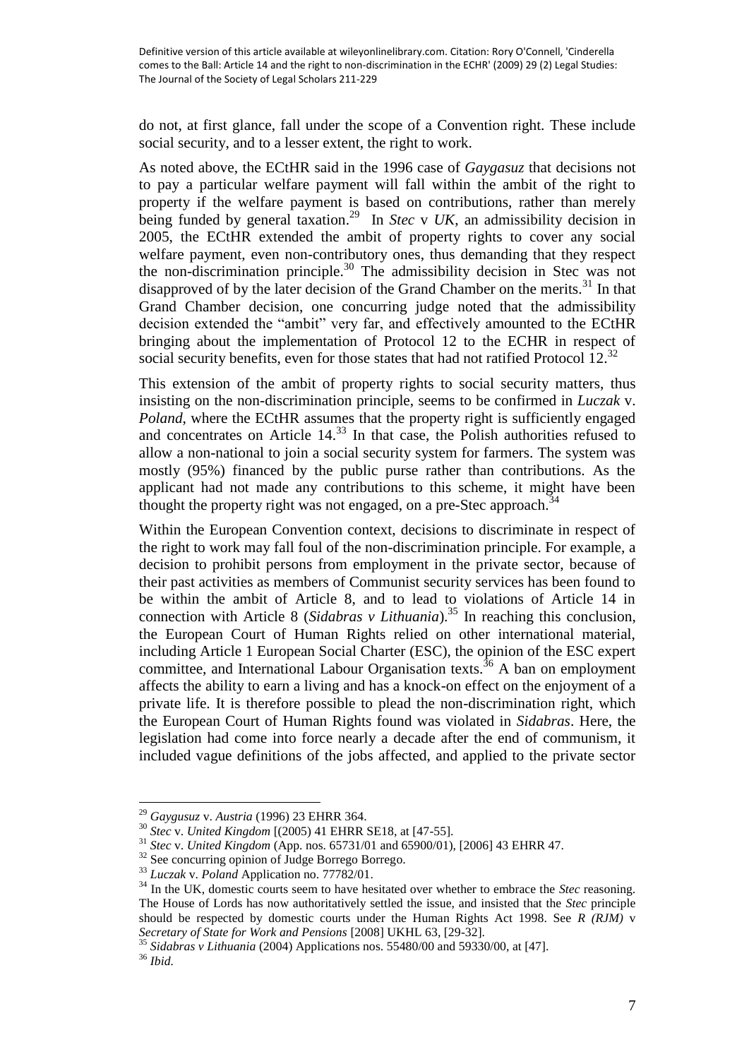do not, at first glance, fall under the scope of a Convention right. These include social security, and to a lesser extent, the right to work.

As noted above, the ECtHR said in the 1996 case of *Gaygasuz* that decisions not to pay a particular welfare payment will fall within the ambit of the right to property if the welfare payment is based on contributions, rather than merely being funded by general taxation.[29] In *Stec* v *UK*, an admissibility decision in 2005, the ECtHR extended the ambit of property rights to cover any social welfare payment, even non-contributory ones, thus demanding that they respect the non-discrimination principle.[30] The admissibility decision in Stec was not disapproved of by the later decision of the Grand Chamber on the merits.[31] In that Grand Chamber decision, one concurring judge noted that the admissibility decision extended the "ambit" very far, and effectively amounted to the ECtHR bringing about the implementation of Protocol 12 to the ECHR in respect of social security benefits, even for those states that had not ratified Protocol 12.[32]

This extension of the ambit of property rights to social security matters, thus insisting on the non-discrimination principle, seems to be confirmed in *Luczak* v. *Poland*, where the ECtHR assumes that the property right is sufficiently engaged and concentrates on Article 14.[33] In that case, the Polish authorities refused to allow a non-national to join a social security system for farmers. The system was mostly (95%) financed by the public purse rather than contributions. As the applicant had not made any contributions to this scheme, it might have been thought the property right was not engaged, on a pre-Stec approach.[34]

Within the European Convention context, decisions to discriminate in respect of the right to work may fall foul of the non-discrimination principle. For example, a decision to prohibit persons from employment in the private sector, because of their past activities as members of Communist security services has been found to be within the ambit of Article 8, and to lead to violations of Article 14 in connection with Article 8 (*Sidabras v Lithuania*).[35] In reaching this conclusion, the European Court of Human Rights relied on other international material, including Article 1 European Social Charter (ESC), the opinion of the ESC expert committee, and International Labour Organisation texts.[36] A ban on employment affects the ability to earn a living and has a knock-on effect on the enjoyment of a private life. It is therefore possible to plead the non-discrimination right, which the European Court of Human Rights found was violated in *Sidabras*. Here, the legislation had come into force nearly a decade after the end of communism, it included vague definitions of the jobs affected, and applied to the private sector

---

[29] *Gaygusuz* v. *Austria* (1996) 23 EHRR 364.

[30] *Stec* v. *United Kingdom* [(2005) 41 EHRR SE18, at [47-55].

[31] *Stec* v. *United Kingdom* (App. nos. 65731/01 and 65900/01), [2006] 43 EHRR 47.

[32] See concurring opinion of Judge Borrego Borrego.

[33] *Luczak* v. *Poland* Application no. 77782/01.

[34] In the UK, domestic courts seem to have hesitated over whether to embrace the *Stec* reasoning. The House of Lords has now authoritatively settled the issue, and insisted that the *Stec* principle should be respected by domestic courts under the Human Rights Act 1998. See *R (RJM)* v *Secretary of State for Work and Pensions* [2008] UKHL 63, [29-32].

[35] *Sidabras v Lithuania* (2004) Applications nos. 55480/00 and 59330/00, at [47].

[36] *Ibid.*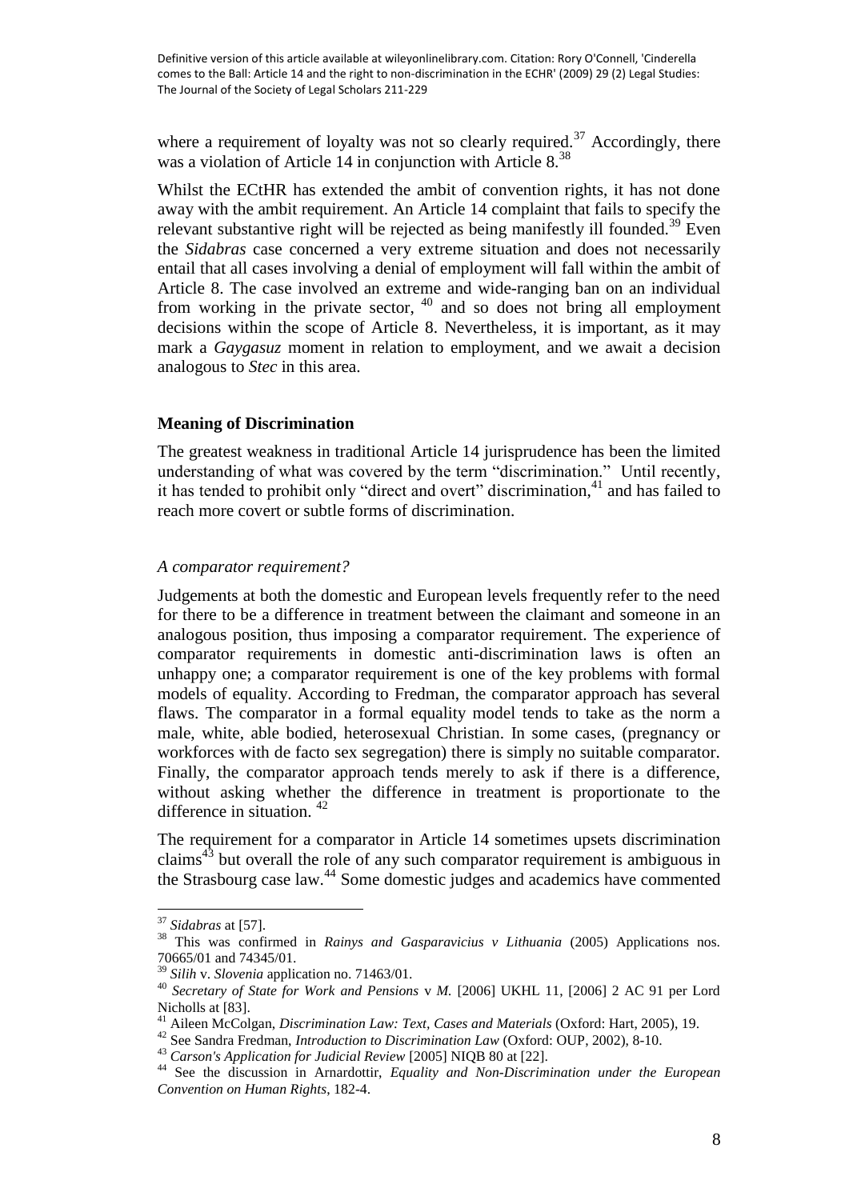where a requirement of loyalty was not so clearly required.[37] Accordingly, there was a violation of Article 14 in conjunction with Article 8.[38]

Whilst the ECtHR has extended the ambit of convention rights, it has not done away with the ambit requirement. An Article 14 complaint that fails to specify the relevant substantive right will be rejected as being manifestly ill founded.[39] Even the *Sidabras* case concerned a very extreme situation and does not necessarily entail that all cases involving a denial of employment will fall within the ambit of Article 8. The case involved an extreme and wide-ranging ban on an individual from working in the private sector, [40] and so does not bring all employment decisions within the scope of Article 8. Nevertheless, it is important, as it may mark a *Gaygasuz* moment in relation to employment, and we await a decision analogous to *Stec* in this area.

## Meaning of Discrimination

The greatest weakness in traditional Article 14 jurisprudence has been the limited understanding of what was covered by the term "discrimination." Until recently, it has tended to prohibit only "direct and overt" discrimination,[41] and has failed to reach more covert or subtle forms of discrimination.

### *A comparator requirement?*

Judgements at both the domestic and European levels frequently refer to the need for there to be a difference in treatment between the claimant and someone in an analogous position, thus imposing a comparator requirement. The experience of comparator requirements in domestic anti-discrimination laws is often an unhappy one; a comparator requirement is one of the key problems with formal models of equality. According to Fredman, the comparator approach has several flaws. The comparator in a formal equality model tends to take as the norm a male, white, able bodied, heterosexual Christian. In some cases, (pregnancy or workforces with de facto sex segregation) there is simply no suitable comparator. Finally, the comparator approach tends merely to ask if there is a difference, without asking whether the difference in treatment is proportionate to the difference in situation. [42]

The requirement for a comparator in Article 14 sometimes upsets discrimination claims[43] but overall the role of any such comparator requirement is ambiguous in the Strasbourg case law.[44] Some domestic judges and academics have commented

---

[37] *Sidabras* at [57].

[38] This was confirmed in *Rainys and Gasparavicius v Lithuania* (2005) Applications nos. 70665/01 and 74345/01.

[39] *Silih* v. *Slovenia* application no. 71463/01.

[40] *Secretary of State for Work and Pensions* v *M.* [2006] UKHL 11, [2006] 2 AC 91 per Lord Nicholls at [83].

[41] Aileen McColgan, *Discrimination Law: Text, Cases and Materials* (Oxford: Hart, 2005), 19.

[42] See Sandra Fredman, *Introduction to Discrimination Law* (Oxford: OUP, 2002), 8-10.

[43] *Carson's Application for Judicial Review* [2005] NIQB 80 at [22].

[44] See the discussion in Arnardottir, *Equality and Non-Discrimination under the European Convention on Human Rights*, 182-4.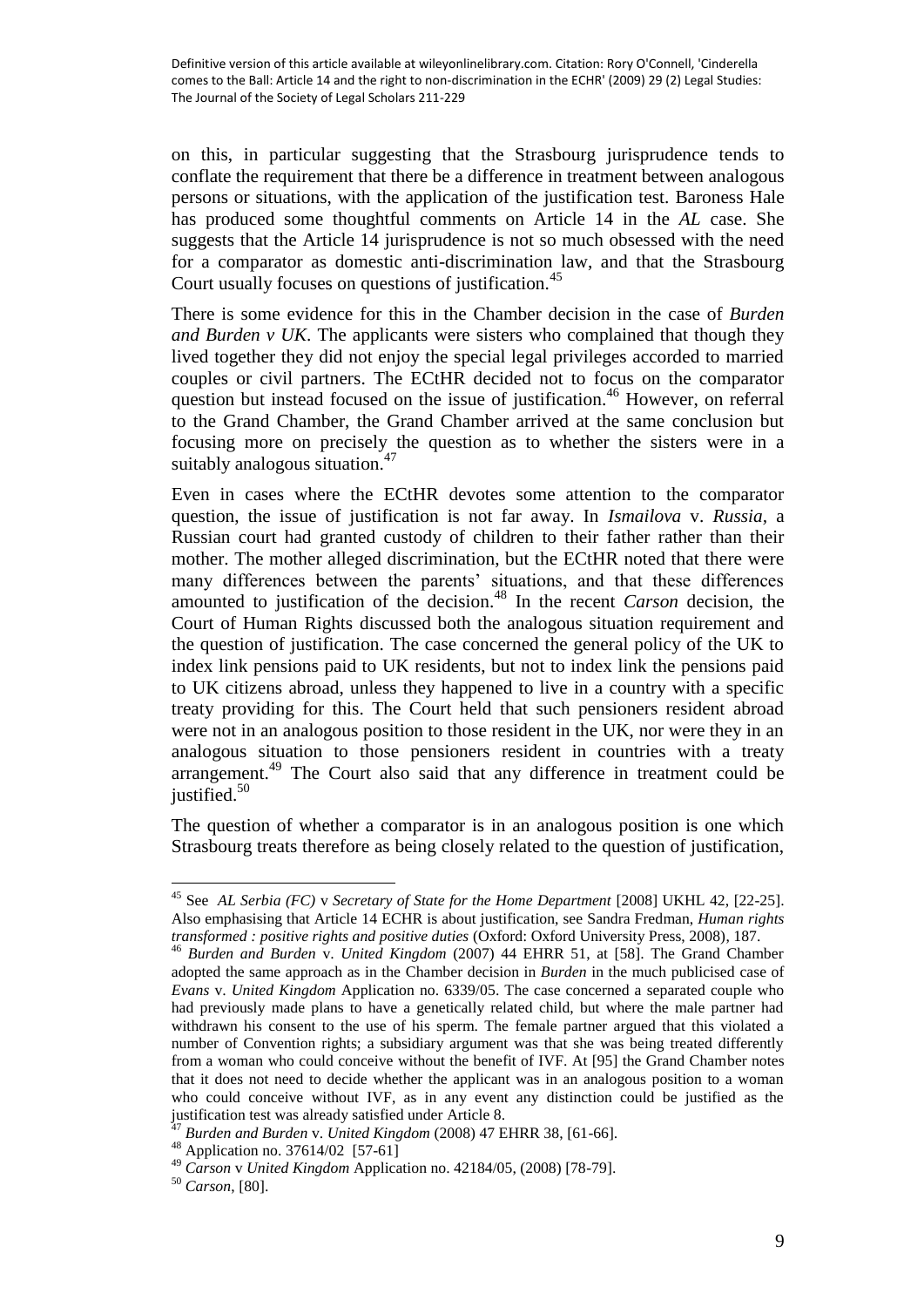on this, in particular suggesting that the Strasbourg jurisprudence tends to conflate the requirement that there be a difference in treatment between analogous persons or situations, with the application of the justification test. Baroness Hale has produced some thoughtful comments on Article 14 in the *AL* case. She suggests that the Article 14 jurisprudence is not so much obsessed with the need for a comparator as domestic anti-discrimination law, and that the Strasbourg Court usually focuses on questions of justification.[45]

There is some evidence for this in the Chamber decision in the case of *Burden and Burden v UK*. The applicants were sisters who complained that though they lived together they did not enjoy the special legal privileges accorded to married couples or civil partners. The ECtHR decided not to focus on the comparator question but instead focused on the issue of justification.[46] However, on referral to the Grand Chamber, the Grand Chamber arrived at the same conclusion but focusing more on precisely the question as to whether the sisters were in a suitably analogous situation.[47]

Even in cases where the ECtHR devotes some attention to the comparator question, the issue of justification is not far away. In *Ismailova* v. *Russia*, a Russian court had granted custody of children to their father rather than their mother. The mother alleged discrimination, but the ECtHR noted that there were many differences between the parents' situations, and that these differences amounted to justification of the decision.[48] In the recent *Carson* decision, the Court of Human Rights discussed both the analogous situation requirement and the question of justification. The case concerned the general policy of the UK to index link pensions paid to UK residents, but not to index link the pensions paid to UK citizens abroad, unless they happened to live in a country with a specific treaty providing for this. The Court held that such pensioners resident abroad were not in an analogous position to those resident in the UK, nor were they in an analogous situation to those pensioners resident in countries with a treaty arrangement.[49] The Court also said that any difference in treatment could be justified.[50]

The question of whether a comparator is in an analogous position is one which Strasbourg treats therefore as being closely related to the question of justification,

---

[45] See *AL Serbia (FC)* v *Secretary of State for the Home Department* [2008] UKHL 42, [22-25]. Also emphasising that Article 14 ECHR is about justification, see Sandra Fredman, *Human rights transformed : positive rights and positive duties* (Oxford: Oxford University Press, 2008), 187.

[46] *Burden and Burden* v. *United Kingdom* (2007) 44 EHRR 51, at [58]. The Grand Chamber adopted the same approach as in the Chamber decision in *Burden* in the much publicised case of *Evans* v. *United Kingdom* Application no. 6339/05. The case concerned a separated couple who had previously made plans to have a genetically related child, but where the male partner had withdrawn his consent to the use of his sperm. The female partner argued that this violated a number of Convention rights; a subsidiary argument was that she was being treated differently from a woman who could conceive without the benefit of IVF. At [95] the Grand Chamber notes that it does not need to decide whether the applicant was in an analogous position to a woman who could conceive without IVF, as in any event any distinction could be justified as the justification test was already satisfied under Article 8.

[47] *Burden and Burden* v. *United Kingdom* (2008) 47 EHRR 38, [61-66].

[48] Application no. 37614/02 [57-61]

[49] *Carson* v *United Kingdom* Application no. 42184/05, (2008) [78-79].

[50] *Carson*, [80].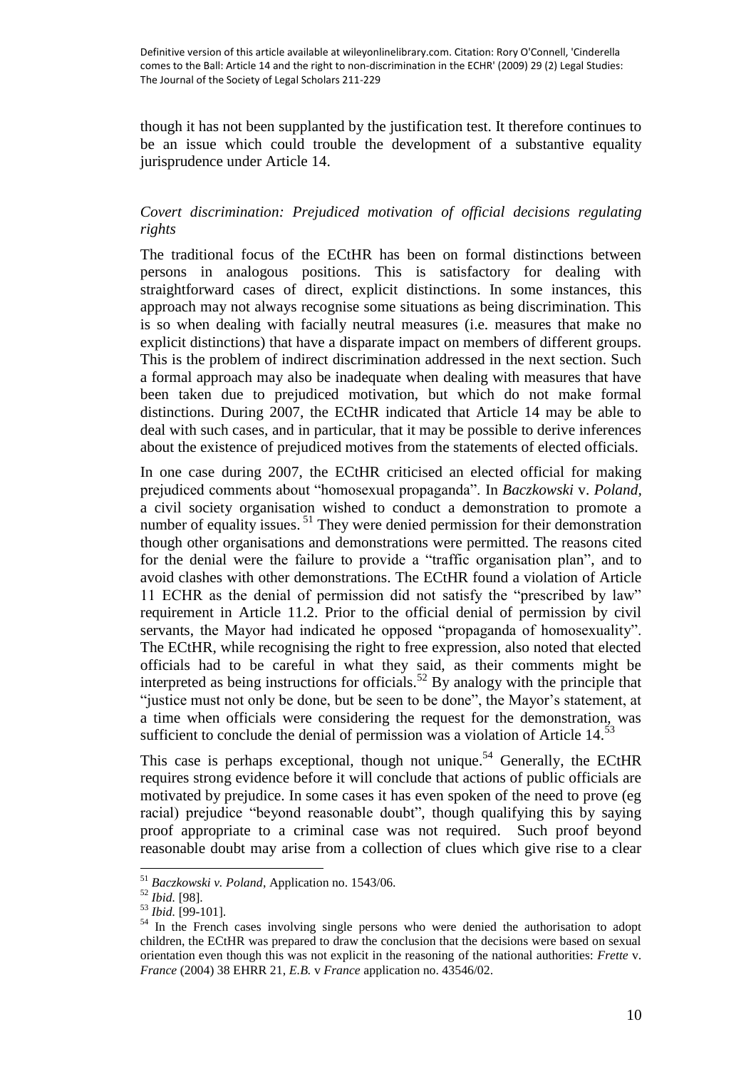though it has not been supplanted by the justification test. It therefore continues to be an issue which could trouble the development of a substantive equality jurisprudence under Article 14.

### *Covert discrimination: Prejudiced motivation of official decisions regulating rights*

The traditional focus of the ECtHR has been on formal distinctions between persons in analogous positions. This is satisfactory for dealing with straightforward cases of direct, explicit distinctions. In some instances, this approach may not always recognise some situations as being discrimination. This is so when dealing with facially neutral measures (i.e. measures that make no explicit distinctions) that have a disparate impact on members of different groups. This is the problem of indirect discrimination addressed in the next section. Such a formal approach may also be inadequate when dealing with measures that have been taken due to prejudiced motivation, but which do not make formal distinctions. During 2007, the ECtHR indicated that Article 14 may be able to deal with such cases, and in particular, that it may be possible to derive inferences about the existence of prejudiced motives from the statements of elected officials.

In one case during 2007, the ECtHR criticised an elected official for making prejudiced comments about "homosexual propaganda". In *Baczkowski* v. *Poland*, a civil society organisation wished to conduct a demonstration to promote a number of equality issues. [51] They were denied permission for their demonstration though other organisations and demonstrations were permitted. The reasons cited for the denial were the failure to provide a "traffic organisation plan", and to avoid clashes with other demonstrations. The ECtHR found a violation of Article 11 ECHR as the denial of permission did not satisfy the "prescribed by law" requirement in Article 11.2. Prior to the official denial of permission by civil servants, the Mayor had indicated he opposed "propaganda of homosexuality". The ECtHR, while recognising the right to free expression, also noted that elected officials had to be careful in what they said, as their comments might be interpreted as being instructions for officials.[52] By analogy with the principle that "justice must not only be done, but be seen to be done", the Mayor's statement, at a time when officials were considering the request for the demonstration, was sufficient to conclude the denial of permission was a violation of Article 14.[53]

This case is perhaps exceptional, though not unique.[54] Generally, the ECtHR requires strong evidence before it will conclude that actions of public officials are motivated by prejudice. In some cases it has even spoken of the need to prove (eg racial) prejudice "beyond reasonable doubt", though qualifying this by saying proof appropriate to a criminal case was not required. Such proof beyond reasonable doubt may arise from a collection of clues which give rise to a clear

---

[51] *Baczkowski v. Poland*, Application no. 1543/06.

[52] *Ibid.* [98].

[53] *Ibid.* [99-101].

[54] In the French cases involving single persons who were denied the authorisation to adopt children, the ECtHR was prepared to draw the conclusion that the decisions were based on sexual orientation even though this was not explicit in the reasoning of the national authorities: *Frette* v. *France* (2004) 38 EHRR 21, *E.B.* v *France* application no. 43546/02.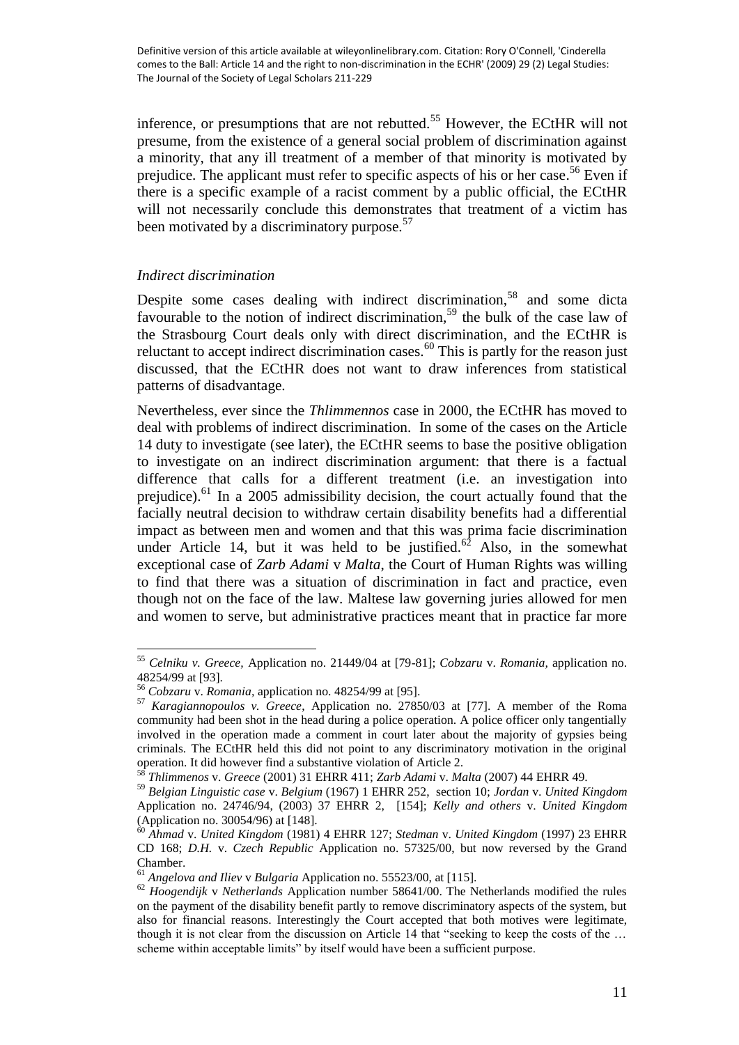inference, or presumptions that are not rebutted.[55] However, the ECtHR will not presume, from the existence of a general social problem of discrimination against a minority, that any ill treatment of a member of that minority is motivated by prejudice. The applicant must refer to specific aspects of his or her case.[56] Even if there is a specific example of a racist comment by a public official, the ECtHR will not necessarily conclude this demonstrates that treatment of a victim has been motivated by a discriminatory purpose.[57]

### *Indirect discrimination*

Despite some cases dealing with indirect discrimination,[58] and some dicta favourable to the notion of indirect discrimination,[59] the bulk of the case law of the Strasbourg Court deals only with direct discrimination, and the ECtHR is reluctant to accept indirect discrimination cases.[60] This is partly for the reason just discussed, that the ECtHR does not want to draw inferences from statistical patterns of disadvantage.

Nevertheless, ever since the *Thlimmennos* case in 2000, the ECtHR has moved to deal with problems of indirect discrimination. In some of the cases on the Article 14 duty to investigate (see later), the ECtHR seems to base the positive obligation to investigate on an indirect discrimination argument: that there is a factual difference that calls for a different treatment (i.e. an investigation into prejudice).[61] In a 2005 admissibility decision, the court actually found that the facially neutral decision to withdraw certain disability benefits had a differential impact as between men and women and that this was prima facie discrimination under Article 14, but it was held to be justified.[62] Also, in the somewhat exceptional case of *Zarb Adami* v *Malta*, the Court of Human Rights was willing to find that there was a situation of discrimination in fact and practice, even though not on the face of the law. Maltese law governing juries allowed for men and women to serve, but administrative practices meant that in practice far more

---

[55] *Celniku v. Greece,* Application no. 21449/04 at [79-81]; *Cobzaru* v. *Romania,* application no. 48254/99 at [93].

[56] *Cobzaru* v. *Romania*, application no. 48254/99 at [95].

[57] *Karagiannopoulos v. Greece*, Application no. 27850/03 at [77]. A member of the Roma community had been shot in the head during a police operation. A police officer only tangentially involved in the operation made a comment in court later about the majority of gypsies being criminals. The ECtHR held this did not point to any discriminatory motivation in the original operation. It did however find a substantive violation of Article 2.

[58] *Thlimmenos* v. *Greece* (2001) 31 EHRR 411; *Zarb Adami* v. *Malta* (2007) 44 EHRR 49.

[59] *Belgian Linguistic case* v. *Belgium* (1967) 1 EHRR 252, section 10; *Jordan* v. *United Kingdom* Application no. 24746/94, (2003) 37 EHRR 2, [154]; *Kelly and others* v. *United Kingdom* (Application no. 30054/96) at [148].

[60] *Ahmad* v. *United Kingdom* (1981) 4 EHRR 127; *Stedman* v. *United Kingdom* (1997) 23 EHRR CD 168; *D.H.* v. *Czech Republic* Application no. 57325/00, but now reversed by the Grand Chamber.

[61] *Angelova and Iliev* v *Bulgaria* Application no. 55523/00, at [115].

[62] *Hoogendijk* v *Netherlands* Application number 58641/00. The Netherlands modified the rules on the payment of the disability benefit partly to remove discriminatory aspects of the system, but also for financial reasons. Interestingly the Court accepted that both motives were legitimate, though it is not clear from the discussion on Article 14 that "seeking to keep the costs of the … scheme within acceptable limits" by itself would have been a sufficient purpose.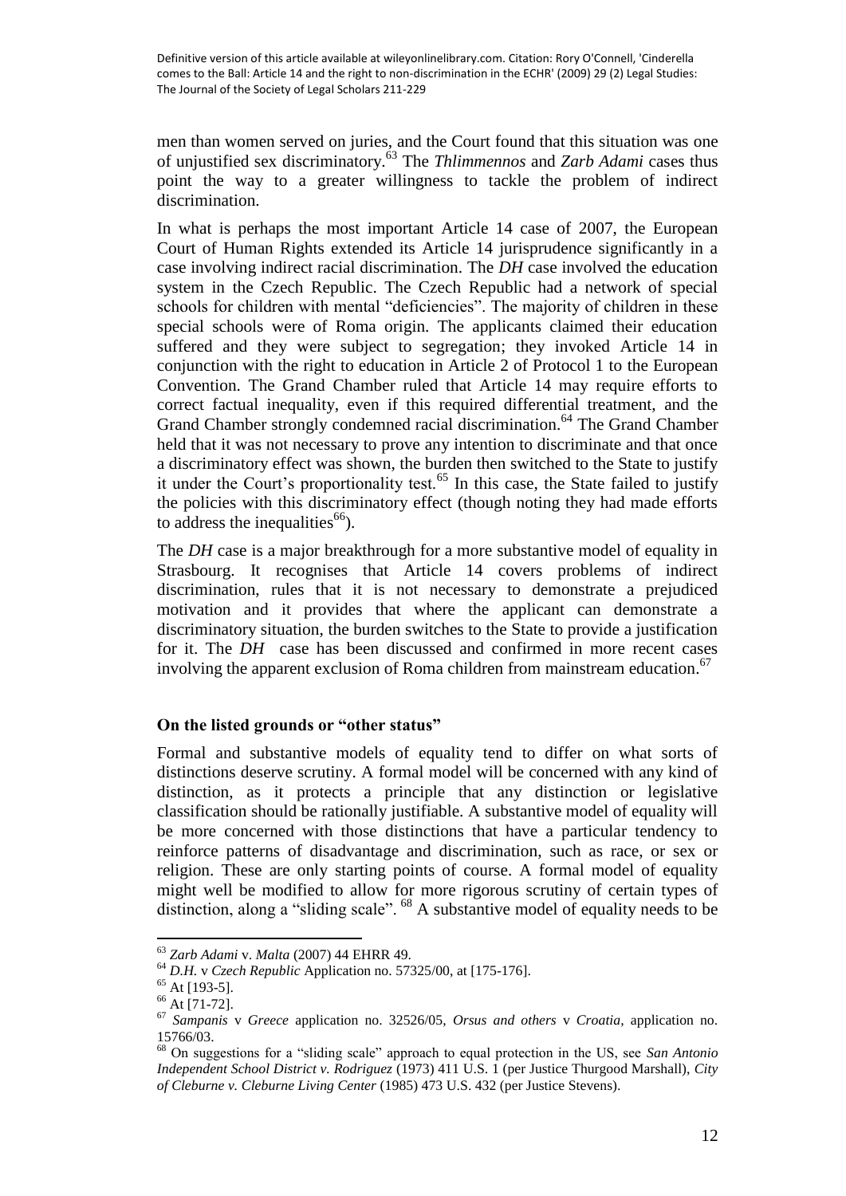men than women served on juries, and the Court found that this situation was one of unjustified sex discriminatory.[63] The *Thlimmenos* and *Zarb Adami* cases thus point the way to a greater willingness to tackle the problem of indirect discrimination.

In what is perhaps the most important Article 14 case of 2007, the European Court of Human Rights extended its Article 14 jurisprudence significantly in a case involving indirect racial discrimination. The *DH* case involved the education system in the Czech Republic. The Czech Republic had a network of special schools for children with mental "deficiencies". The majority of children in these special schools were of Roma origin. The applicants claimed their education suffered and they were subject to segregation; they invoked Article 14 in conjunction with the right to education in Article 2 of Protocol 1 to the European Convention. The Grand Chamber ruled that Article 14 may require efforts to correct factual inequality, even if this required differential treatment, and the Grand Chamber strongly condemned racial discrimination.[64] The Grand Chamber held that it was not necessary to prove any intention to discriminate and that once a discriminatory effect was shown, the burden then switched to the State to justify it under the Court's proportionality test.[65] In this case, the State failed to justify the policies with this discriminatory effect (though noting they had made efforts to address the inequalities[66]).

The *DH* case is a major breakthrough for a more substantive model of equality in Strasbourg. It recognises that Article 14 covers problems of indirect discrimination, rules that it is not necessary to demonstrate a prejudiced motivation and it provides that where the applicant can demonstrate a discriminatory situation, the burden switches to the State to provide a justification for it. The *DH* case has been discussed and confirmed in more recent cases involving the apparent exclusion of Roma children from mainstream education.[67]

**On the listed grounds or "other status"**

Formal and substantive models of equality tend to differ on what sorts of distinctions deserve scrutiny. A formal model will be concerned with any kind of distinction, as it protects a principle that any distinction or legislative classification should be rationally justifiable. A substantive model of equality will be more concerned with those distinctions that have a particular tendency to reinforce patterns of disadvantage and discrimination, such as race, or sex or religion. These are only starting points of course. A formal model of equality might well be modified to allow for more rigorous scrutiny of certain types of distinction, along a "sliding scale".[68] A substantive model of equality needs to be

---

[63] *Zarb Adami* v. *Malta* (2007) 44 EHRR 49.

[64] *D.H.* v *Czech Republic* Application no. 57325/00, at [175-176].

[65] At [193-5].

[66] At [71-72].

[67] *Sampanis* v *Greece* application no. 32526/05, *Orsus and others* v *Croatia*, application no. 15766/03.

[68] On suggestions for a "sliding scale" approach to equal protection in the US, see *San Antonio Independent School District v. Rodriguez* (1973) 411 U.S. 1 (per Justice Thurgood Marshall), *City of Cleburne v. Cleburne Living Center* (1985) 473 U.S. 432 (per Justice Stevens).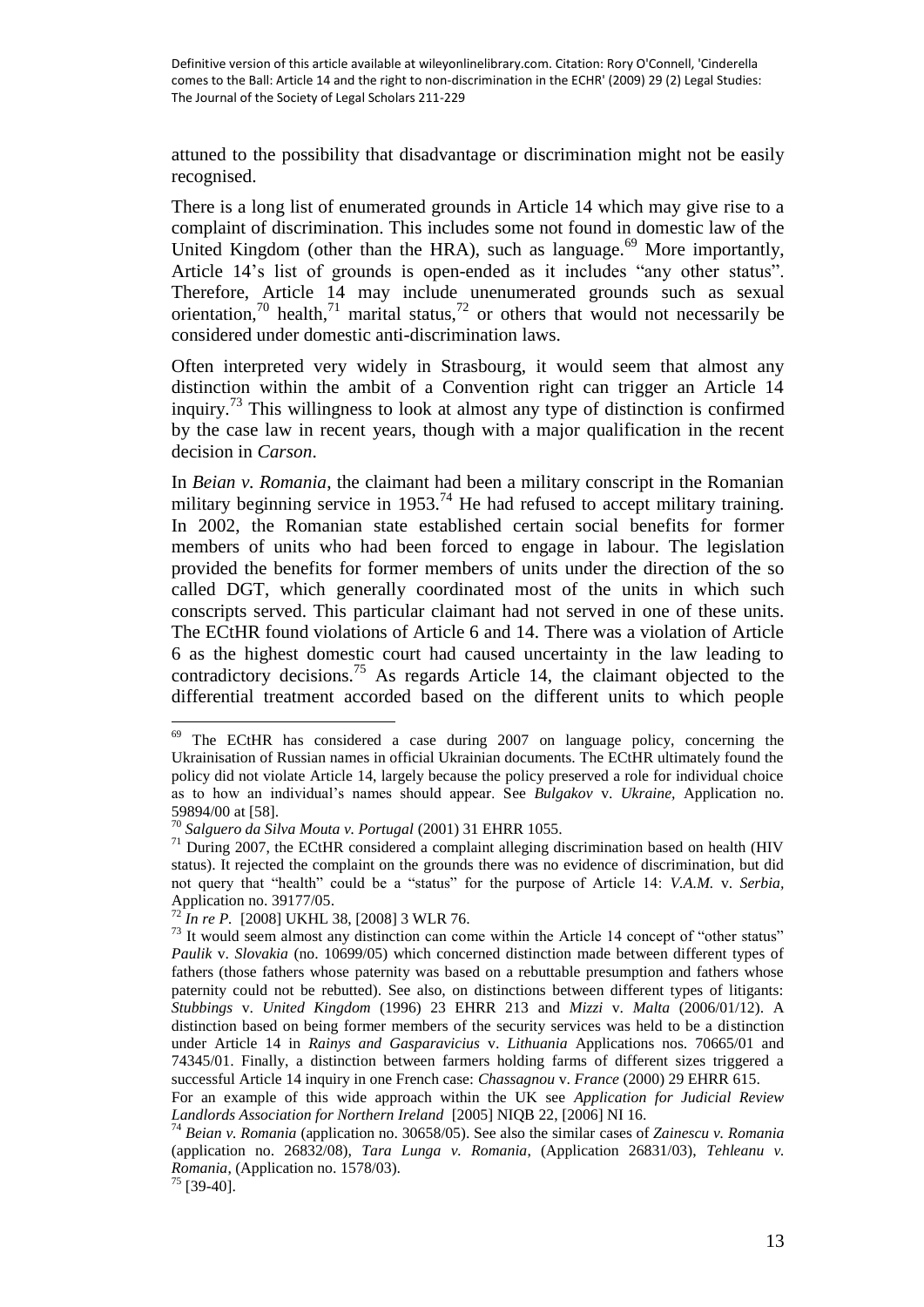attuned to the possibility that disadvantage or discrimination might not be easily recognised.

There is a long list of enumerated grounds in Article 14 which may give rise to a complaint of discrimination. This includes some not found in domestic law of the United Kingdom (other than the HRA), such as language.[69] More importantly, Article 14's list of grounds is open-ended as it includes "any other status". Therefore, Article 14 may include unenumerated grounds such as sexual orientation,[70] health,[71] marital status,[72] or others that would not necessarily be considered under domestic anti-discrimination laws.

Often interpreted very widely in Strasbourg, it would seem that almost any distinction within the ambit of a Convention right can trigger an Article 14 inquiry.[73] This willingness to look at almost any type of distinction is confirmed by the case law in recent years, though with a major qualification in the recent decision in *Carson*.

In *Beian v. Romania*, the claimant had been a military conscript in the Romanian military beginning service in 1953.[74] He had refused to accept military training. In 2002, the Romanian state established certain social benefits for former members of units who had been forced to engage in labour. The legislation provided the benefits for former members of units under the direction of the so called DGT, which generally coordinated most of the units in which such conscripts served. This particular claimant had not served in one of these units. The ECtHR found violations of Article 6 and 14. There was a violation of Article 6 as the highest domestic court had caused uncertainty in the law leading to contradictory decisions.[75] As regards Article 14, the claimant objected to the differential treatment accorded based on the different units to which people

---

[69] The ECtHR has considered a case during 2007 on language policy, concerning the Ukrainisation of Russian names in official Ukrainian documents. The ECtHR ultimately found the policy did not violate Article 14, largely because the policy preserved a role for individual choice as to how an individual's names should appear. See *Bulgakov* v. *Ukraine*, Application no. 59894/00 at [58].

[70] *Salguero da Silva Mouta v. Portugal* (2001) 31 EHRR 1055.

[71] During 2007, the ECtHR considered a complaint alleging discrimination based on health (HIV status). It rejected the complaint on the grounds there was no evidence of discrimination, but did not query that "health" could be a "status" for the purpose of Article 14: *V.A.M.* v. *Serbia*, Application no. 39177/05.

[72] *In re P.* [2008] UKHL 38, [2008] 3 WLR 76.

[73] It would seem almost any distinction can come within the Article 14 concept of "other status" *Paulik* v. *Slovakia* (no. 10699/05) which concerned distinction made between different types of fathers (those fathers whose paternity was based on a rebuttable presumption and fathers whose paternity could not be rebutted). See also, on distinctions between different types of litigants: *Stubbings* v. *United Kingdom* (1996) 23 EHRR 213 and *Mizzi* v. *Malta* (2006/01/12). A distinction based on being former members of the security services was held to be a distinction under Article 14 in *Rainys and Gasparavicius* v. *Lithuania* Applications nos. 70665/01 and 74345/01. Finally, a distinction between farmers holding farms of different sizes triggered a successful Article 14 inquiry in one French case: *Chassagnou* v. *France* (2000) 29 EHRR 615.
For an example of this wide approach within the UK see *Application for Judicial Review Landlords Association for Northern Ireland* [2005] NIQB 22, [2006] NI 16.

[74] *Beian v. Romania* (application no. 30658/05). See also the similar cases of *Zainescu v. Romania* (application no. 26832/08), *Tara Lunga v. Romania*, (Application 26831/03), *Tehleanu v. Romania*, (Application no. 1578/03).

[75] [39-40].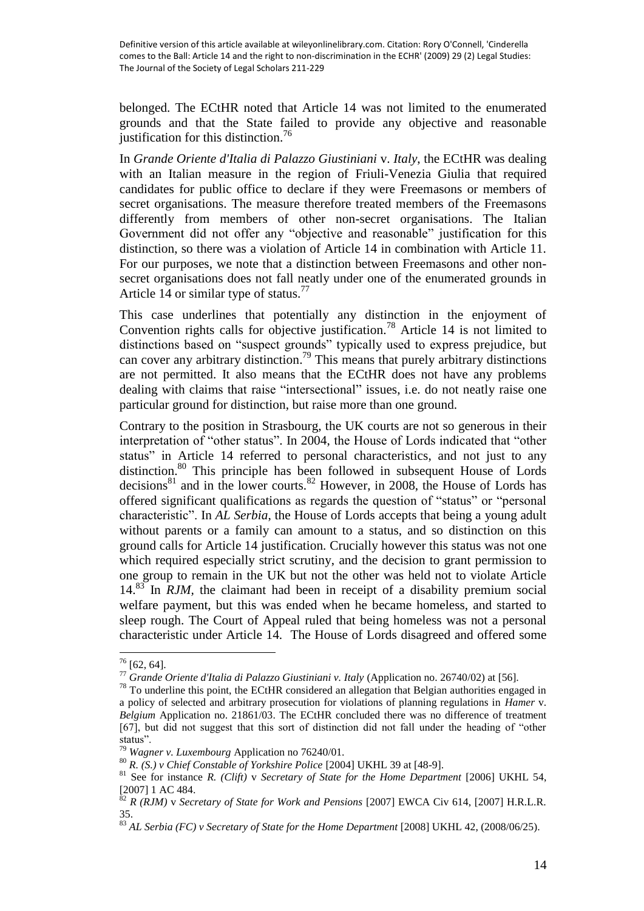belonged. The ECtHR noted that Article 14 was not limited to the enumerated grounds and that the State failed to provide any objective and reasonable justification for this distinction.[76]

In *Grande Oriente d'Italia di Palazzo Giustiniani* v. *Italy*, the ECtHR was dealing with an Italian measure in the region of Friuli-Venezia Giulia that required candidates for public office to declare if they were Freemasons or members of secret organisations. The measure therefore treated members of the Freemasons differently from members of other non-secret organisations. The Italian Government did not offer any "objective and reasonable" justification for this distinction, so there was a violation of Article 14 in combination with Article 11. For our purposes, we note that a distinction between Freemasons and other non-secret organisations does not fall neatly under one of the enumerated grounds in Article 14 or similar type of status.[77]

This case underlines that potentially any distinction in the enjoyment of Convention rights calls for objective justification.[78] Article 14 is not limited to distinctions based on "suspect grounds" typically used to express prejudice, but can cover any arbitrary distinction.[79] This means that purely arbitrary distinctions are not permitted. It also means that the ECtHR does not have any problems dealing with claims that raise "intersectional" issues, i.e. do not neatly raise one particular ground for distinction, but raise more than one ground.

Contrary to the position in Strasbourg, the UK courts are not so generous in their interpretation of "other status". In 2004, the House of Lords indicated that "other status" in Article 14 referred to personal characteristics, and not just to any distinction.[80] This principle has been followed in subsequent House of Lords decisions[81] and in the lower courts.[82] However, in 2008, the House of Lords has offered significant qualifications as regards the question of "status" or "personal characteristic". In *AL Serbia*, the House of Lords accepts that being a young adult without parents or a family can amount to a status, and so distinction on this ground calls for Article 14 justification. Crucially however this status was not one which required especially strict scrutiny, and the decision to grant permission to one group to remain in the UK but not the other was held not to violate Article 14.[83] In *RJM*, the claimant had been in receipt of a disability premium social welfare payment, but this was ended when he became homeless, and started to sleep rough. The Court of Appeal ruled that being homeless was not a personal characteristic under Article 14. The House of Lords disagreed and offered some

---

[76] [62, 64].

[77] *Grande Oriente d'Italia di Palazzo Giustiniani v. Italy* (Application no. 26740/02) at [56].

[78] To underline this point, the ECtHR considered an allegation that Belgian authorities engaged in a policy of selected and arbitrary prosecution for violations of planning regulations in *Hamer* v. *Belgium* Application no. 21861/03. The ECtHR concluded there was no difference of treatment [67], but did not suggest that this sort of distinction did not fall under the heading of "other status".

[79] *Wagner v. Luxembourg* Application no 76240/01.

[80] *R. (S.) v Chief Constable of Yorkshire Police* [2004] UKHL 39 at [48-9].

[81] See for instance *R. (Clift)* v *Secretary of State for the Home Department* [2006] UKHL 54, [2007] 1 AC 484.

[82] *R (RJM)* v *Secretary of State for Work and Pensions* [2007] EWCA Civ 614, [2007] H.R.L.R. 35.

[83] *AL Serbia (FC) v Secretary of State for the Home Department* [2008] UKHL 42, (2008/06/25).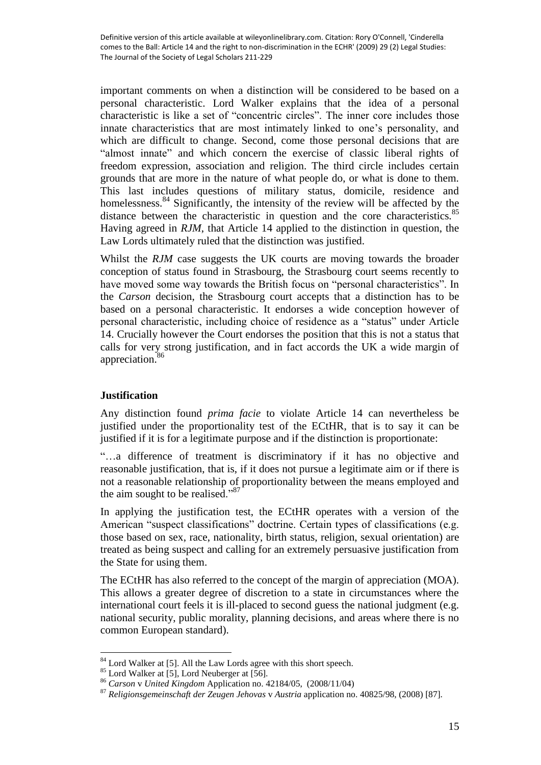important comments on when a distinction will be considered to be based on a personal characteristic. Lord Walker explains that the idea of a personal characteristic is like a set of "concentric circles". The inner core includes those innate characteristics that are most intimately linked to one's personality, and which are difficult to change. Second, come those personal decisions that are "almost innate" and which concern the exercise of classic liberal rights of freedom expression, association and religion. The third circle includes certain grounds that are more in the nature of what people do, or what is done to them. This last includes questions of military status, domicile, residence and homelessness.[84] Significantly, the intensity of the review will be affected by the distance between the characteristic in question and the core characteristics.[85] Having agreed in *RJM*, that Article 14 applied to the distinction in question, the Law Lords ultimately ruled that the distinction was justified.

Whilst the *RJM* case suggests the UK courts are moving towards the broader conception of status found in Strasbourg, the Strasbourg court seems recently to have moved some way towards the British focus on "personal characteristics". In the *Carson* decision, the Strasbourg court accepts that a distinction has to be based on a personal characteristic. It endorses a wide conception however of personal characteristic, including choice of residence as a "status" under Article 14. Crucially however the Court endorses the position that this is not a status that calls for very strong justification, and in fact accords the UK a wide margin of appreciation.[86]

## Justification

Any distinction found *prima facie* to violate Article 14 can nevertheless be justified under the proportionality test of the ECtHR, that is to say it can be justified if it is for a legitimate purpose and if the distinction is proportionate:

"…a difference of treatment is discriminatory if it has no objective and reasonable justification, that is, if it does not pursue a legitimate aim or if there is not a reasonable relationship of proportionality between the means employed and the aim sought to be realised."[87]

In applying the justification test, the ECtHR operates with a version of the American "suspect classifications" doctrine. Certain types of classifications (e.g. those based on sex, race, nationality, birth status, religion, sexual orientation) are treated as being suspect and calling for an extremely persuasive justification from the State for using them.

The ECtHR has also referred to the concept of the margin of appreciation (MOA). This allows a greater degree of discretion to a state in circumstances where the international court feels it is ill-placed to second guess the national judgment (e.g. national security, public morality, planning decisions, and areas where there is no common European standard).

---

[84] Lord Walker at [5]. All the Law Lords agree with this short speech.

[85] Lord Walker at [5], Lord Neuberger at [56].

[86] *Carson* v *United Kingdom* Application no. 42184/05, (2008/11/04)

[87] *Religionsgemeinschaft der Zeugen Jehovas* v *Austria* application no. 40825/98, (2008) [87].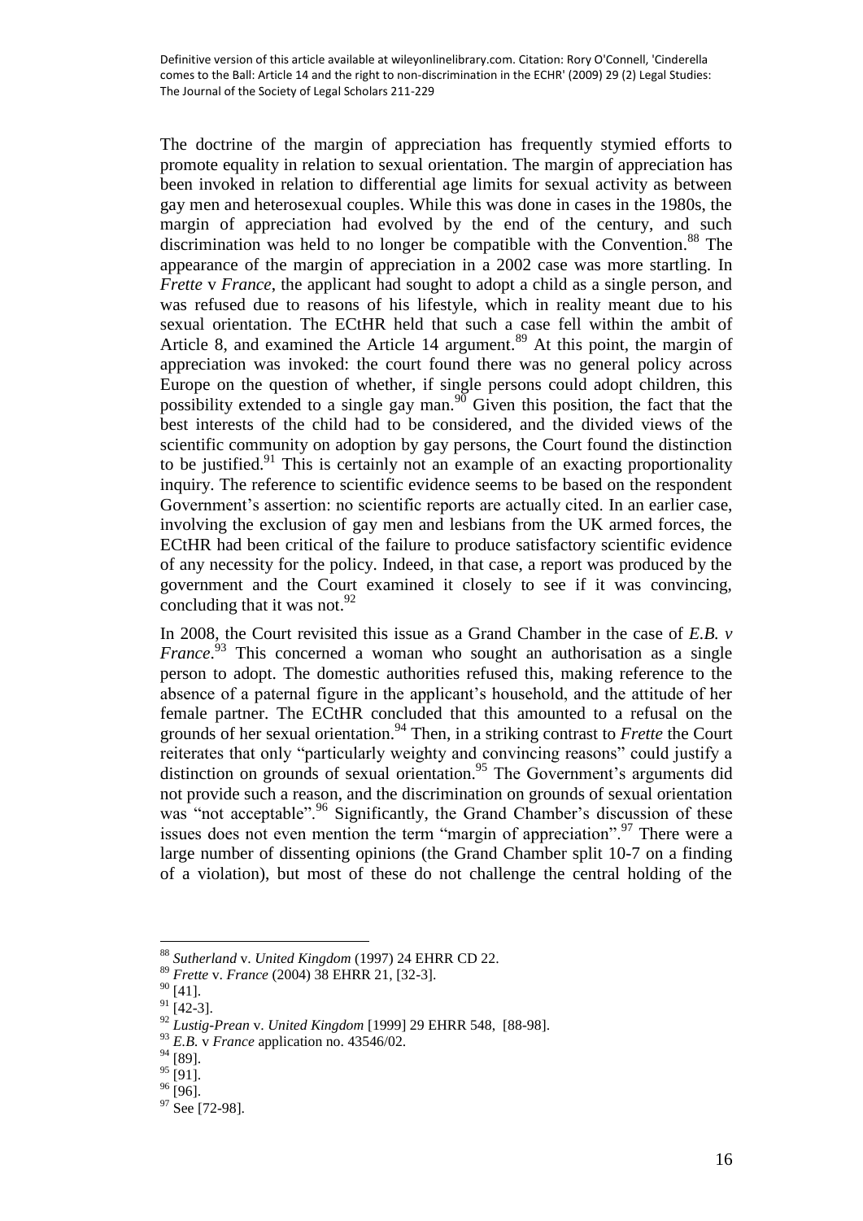The doctrine of the margin of appreciation has frequently stymied efforts to promote equality in relation to sexual orientation. The margin of appreciation has been invoked in relation to differential age limits for sexual activity as between gay men and heterosexual couples. While this was done in cases in the 1980s, the margin of appreciation had evolved by the end of the century, and such discrimination was held to no longer be compatible with the Convention.[88] The appearance of the margin of appreciation in a 2002 case was more startling. In *Frette* v *France*, the applicant had sought to adopt a child as a single person, and was refused due to reasons of his lifestyle, which in reality meant due to his sexual orientation. The ECtHR held that such a case fell within the ambit of Article 8, and examined the Article 14 argument.[89] At this point, the margin of appreciation was invoked: the court found there was no general policy across Europe on the question of whether, if single persons could adopt children, this possibility extended to a single gay man.[90] Given this position, the fact that the best interests of the child had to be considered, and the divided views of the scientific community on adoption by gay persons, the Court found the distinction to be justified.[91] This is certainly not an example of an exacting proportionality inquiry. The reference to scientific evidence seems to be based on the respondent Government's assertion: no scientific reports are actually cited. In an earlier case, involving the exclusion of gay men and lesbians from the UK armed forces, the ECtHR had been critical of the failure to produce satisfactory scientific evidence of any necessity for the policy. Indeed, in that case, a report was produced by the government and the Court examined it closely to see if it was convincing, concluding that it was not.[92]

In 2008, the Court revisited this issue as a Grand Chamber in the case of *E.B. v France*.[93] This concerned a woman who sought an authorisation as a single person to adopt. The domestic authorities refused this, making reference to the absence of a paternal figure in the applicant's household, and the attitude of her female partner. The ECtHR concluded that this amounted to a refusal on the grounds of her sexual orientation.[94] Then, in a striking contrast to *Frette* the Court reiterates that only "particularly weighty and convincing reasons" could justify a distinction on grounds of sexual orientation.[95] The Government's arguments did not provide such a reason, and the discrimination on grounds of sexual orientation was "not acceptable".[96] Significantly, the Grand Chamber's discussion of these issues does not even mention the term "margin of appreciation".[97] There were a large number of dissenting opinions (the Grand Chamber split 10-7 on a finding of a violation), but most of these do not challenge the central holding of the

---

[88] *Sutherland* v. *United Kingdom* (1997) 24 EHRR CD 22.

[89] *Frette* v. *France* (2004) 38 EHRR 21, [32-3].

[90] [41].

[91] [42-3].

[92] *Lustig-Prean* v. *United Kingdom* [1999] 29 EHRR 548, [88-98].

[93] *E.B.* v *France* application no. 43546/02.

[94] [89].

[95] [91].

[96] [96].

[97] See [72-98].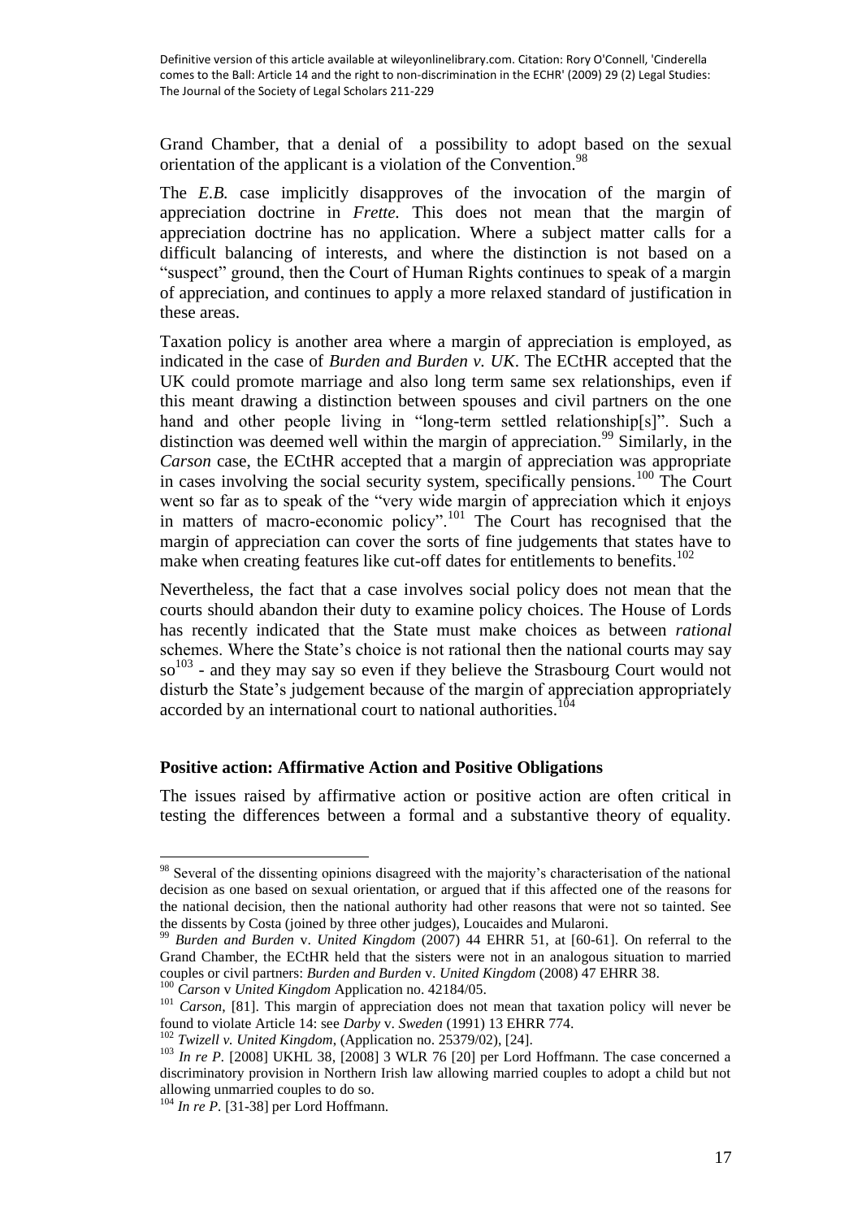Grand Chamber, that a denial of a possibility to adopt based on the sexual orientation of the applicant is a violation of the Convention.[98]

The *E.B.* case implicitly disapproves of the invocation of the margin of appreciation doctrine in *Frette.* This does not mean that the margin of appreciation doctrine has no application. Where a subject matter calls for a difficult balancing of interests, and where the distinction is not based on a "suspect" ground, then the Court of Human Rights continues to speak of a margin of appreciation, and continues to apply a more relaxed standard of justification in these areas.

Taxation policy is another area where a margin of appreciation is employed, as indicated in the case of *Burden and Burden v. UK*. The ECtHR accepted that the UK could promote marriage and also long term same sex relationships, even if this meant drawing a distinction between spouses and civil partners on the one hand and other people living in "long-term settled relationship[s]". Such a distinction was deemed well within the margin of appreciation.[99] Similarly, in the *Carson* case, the ECtHR accepted that a margin of appreciation was appropriate in cases involving the social security system, specifically pensions.[100] The Court went so far as to speak of the "very wide margin of appreciation which it enjoys in matters of macro-economic policy".[101] The Court has recognised that the margin of appreciation can cover the sorts of fine judgements that states have to make when creating features like cut-off dates for entitlements to benefits.[102]

Nevertheless, the fact that a case involves social policy does not mean that the courts should abandon their duty to examine policy choices. The House of Lords has recently indicated that the State must make choices as between *rational* schemes. Where the State's choice is not rational then the national courts may say so[103] - and they may say so even if they believe the Strasbourg Court would not disturb the State's judgement because of the margin of appreciation appropriately accorded by an international court to national authorities.[104]

**Positive action: Affirmative Action and Positive Obligations**

The issues raised by affirmative action or positive action are often critical in testing the differences between a formal and a substantive theory of equality.

---

[98] Several of the dissenting opinions disagreed with the majority's characterisation of the national decision as one based on sexual orientation, or argued that if this affected one of the reasons for the national decision, then the national authority had other reasons that were not so tainted. See the dissents by Costa (joined by three other judges), Loucaides and Mularoni.

[99] *Burden and Burden* v. *United Kingdom* (2007) 44 EHRR 51, at [60-61]. On referral to the Grand Chamber, the ECtHR held that the sisters were not in an analogous situation to married couples or civil partners: *Burden and Burden* v. *United Kingdom* (2008) 47 EHRR 38.

[100] *Carson* v *United Kingdom* Application no. 42184/05.

[101] *Carson*, [81]. This margin of appreciation does not mean that taxation policy will never be found to violate Article 14: see *Darby* v. *Sweden* (1991) 13 EHRR 774.

[102] *Twizell v. United Kingdom*, (Application no. 25379/02), [24].

[103] *In re P.* [2008] UKHL 38, [2008] 3 WLR 76 [20] per Lord Hoffmann. The case concerned a discriminatory provision in Northern Irish law allowing married couples to adopt a child but not allowing unmarried couples to do so.

[104] *In re P.* [31-38] per Lord Hoffmann.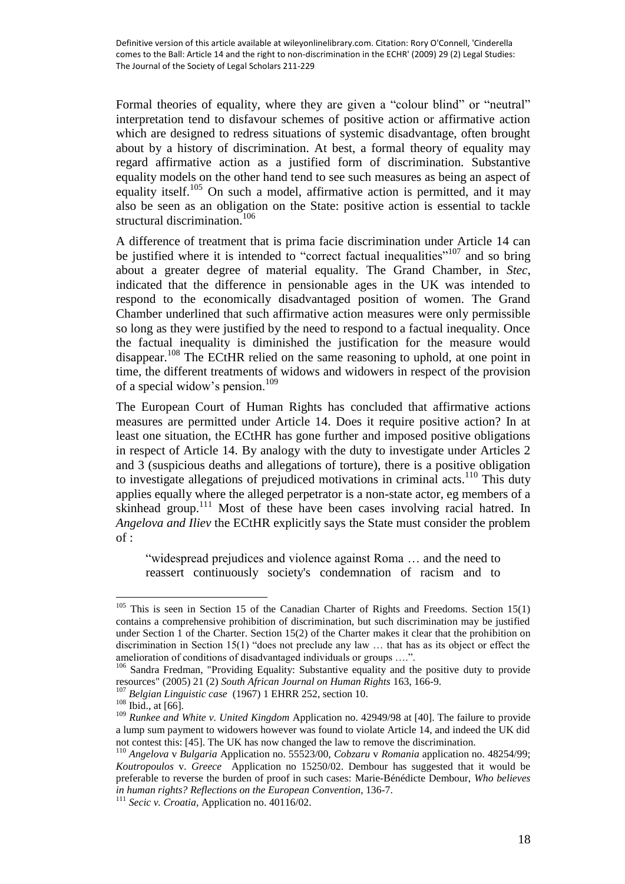Formal theories of equality, where they are given a "colour blind" or "neutral" interpretation tend to disfavour schemes of positive action or affirmative action which are designed to redress situations of systemic disadvantage, often brought about by a history of discrimination. At best, a formal theory of equality may regard affirmative action as a justified form of discrimination. Substantive equality models on the other hand tend to see such measures as being an aspect of equality itself.[105] On such a model, affirmative action is permitted, and it may also be seen as an obligation on the State: positive action is essential to tackle structural discrimination.[106]

A difference of treatment that is prima facie discrimination under Article 14 can be justified where it is intended to "correct factual inequalities"[107] and so bring about a greater degree of material equality. The Grand Chamber, in *Stec*, indicated that the difference in pensionable ages in the UK was intended to respond to the economically disadvantaged position of women. The Grand Chamber underlined that such affirmative action measures were only permissible so long as they were justified by the need to respond to a factual inequality. Once the factual inequality is diminished the justification for the measure would disappear.[108] The ECtHR relied on the same reasoning to uphold, at one point in time, the different treatments of widows and widowers in respect of the provision of a special widow's pension.[109]

The European Court of Human Rights has concluded that affirmative actions measures are permitted under Article 14. Does it require positive action? In at least one situation, the ECtHR has gone further and imposed positive obligations in respect of Article 14. By analogy with the duty to investigate under Articles 2 and 3 (suspicious deaths and allegations of torture), there is a positive obligation to investigate allegations of prejudiced motivations in criminal acts.[110] This duty applies equally where the alleged perpetrator is a non-state actor, eg members of a skinhead group.[111] Most of these have been cases involving racial hatred. In *Angelova and Iliev* the ECtHR explicitly says the State must consider the problem of :

> "widespread prejudices and violence against Roma … and the need to reassert continuously society's condemnation of racism and to

---

[105] This is seen in Section 15 of the Canadian Charter of Rights and Freedoms. Section 15(1) contains a comprehensive prohibition of discrimination, but such discrimination may be justified under Section 1 of the Charter. Section 15(2) of the Charter makes it clear that the prohibition on discrimination in Section 15(1) "does not preclude any law … that has as its object or effect the amelioration of conditions of disadvantaged individuals or groups ….".

[106] Sandra Fredman, "Providing Equality: Substantive equality and the positive duty to provide resources" (2005) 21 (2) *South African Journal on Human Rights* 163, 166-9.

[107] *Belgian Linguistic case* (1967) 1 EHRR 252, section 10.

[108] Ibid., at [66].

[109] *Runkee and White v. United Kingdom* Application no. 42949/98 at [40]. The failure to provide a lump sum payment to widowers however was found to violate Article 14, and indeed the UK did not contest this: [45]. The UK has now changed the law to remove the discrimination.

[110] *Angelova* v *Bulgaria* Application no. 55523/00, *Cobzaru* v *Romania* application no. 48254/99; *Koutropoulos* v. *Greece* Application no 15250/02. Dembour has suggested that it would be preferable to reverse the burden of proof in such cases: Marie-Bénédicte Dembour, *Who believes in human rights? Reflections on the European Convention*, 136-7.

[111] *Secic v. Croatia*, Application no. 40116/02.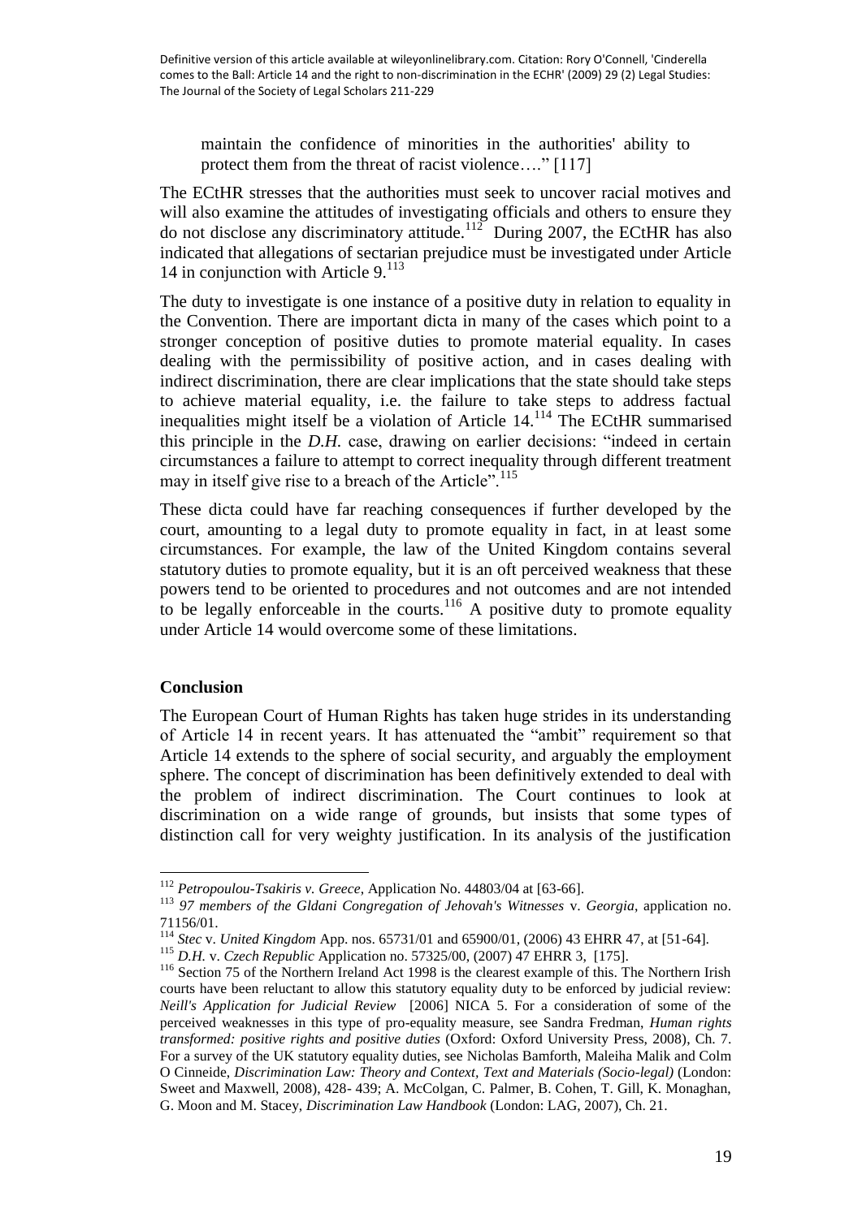maintain the confidence of minorities in the authorities' ability to protect them from the threat of racist violence…." [117]

The ECtHR stresses that the authorities must seek to uncover racial motives and will also examine the attitudes of investigating officials and others to ensure they do not disclose any discriminatory attitude.[112] During 2007, the ECtHR has also indicated that allegations of sectarian prejudice must be investigated under Article 14 in conjunction with Article 9.[113]

The duty to investigate is one instance of a positive duty in relation to equality in the Convention. There are important dicta in many of the cases which point to a stronger conception of positive duties to promote material equality. In cases dealing with the permissibility of positive action, and in cases dealing with indirect discrimination, there are clear implications that the state should take steps to achieve material equality, i.e. the failure to take steps to address factual inequalities might itself be a violation of Article 14.[114] The ECtHR summarised this principle in the *D.H.* case, drawing on earlier decisions: "indeed in certain circumstances a failure to attempt to correct inequality through different treatment may in itself give rise to a breach of the Article".[115]

These dicta could have far reaching consequences if further developed by the court, amounting to a legal duty to promote equality in fact, in at least some circumstances. For example, the law of the United Kingdom contains several statutory duties to promote equality, but it is an oft perceived weakness that these powers tend to be oriented to procedures and not outcomes and are not intended to be legally enforceable in the courts.[116] A positive duty to promote equality under Article 14 would overcome some of these limitations.

## Conclusion

The European Court of Human Rights has taken huge strides in its understanding of Article 14 in recent years. It has attenuated the "ambit" requirement so that Article 14 extends to the sphere of social security, and arguably the employment sphere. The concept of discrimination has been definitively extended to deal with the problem of indirect discrimination. The Court continues to look at discrimination on a wide range of grounds, but insists that some types of distinction call for very weighty justification. In its analysis of the justification

---

[112] *Petropoulou-Tsakiris v. Greece*, Application No. 44803/04 at [63-66].

[113] *97 members of the Gldani Congregation of Jehovah's Witnesses* v. *Georgia*, application no. 71156/01.

[114] *Stec* v. *United Kingdom* App. nos. 65731/01 and 65900/01, (2006) 43 EHRR 47, at [51-64].

[115] *D.H.* v. *Czech Republic* Application no. 57325/00, (2007) 47 EHRR 3, [175].

[116] Section 75 of the Northern Ireland Act 1998 is the clearest example of this. The Northern Irish courts have been reluctant to allow this statutory equality duty to be enforced by judicial review: *Neill's Application for Judicial Review* [2006] NICA 5. For a consideration of some of the perceived weaknesses in this type of pro-equality measure, see Sandra Fredman, *Human rights transformed: positive rights and positive duties* (Oxford: Oxford University Press, 2008), Ch. 7. For a survey of the UK statutory equality duties, see Nicholas Bamforth, Maleiha Malik and Colm O Cinneide, *Discrimination Law: Theory and Context, Text and Materials (Socio-legal)* (London: Sweet and Maxwell, 2008), 428- 439; A. McColgan, C. Palmer, B. Cohen, T. Gill, K. Monaghan, G. Moon and M. Stacey, *Discrimination Law Handbook* (London: LAG, 2007), Ch. 21.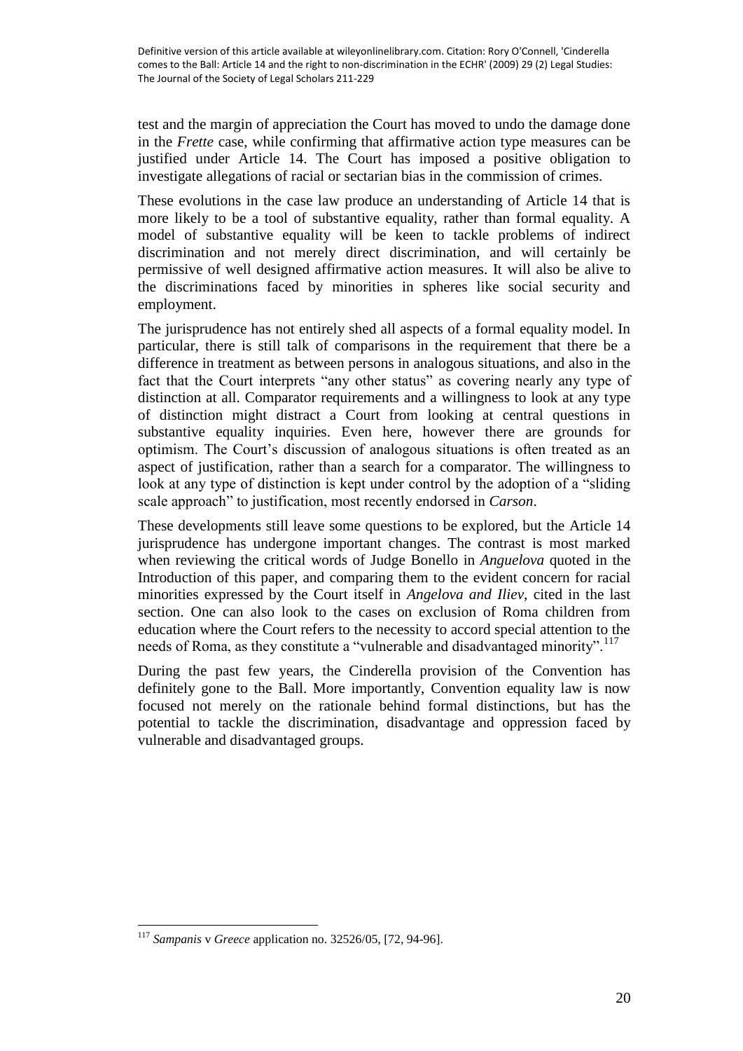test and the margin of appreciation the Court has moved to undo the damage done in the *Frette* case, while confirming that affirmative action type measures can be justified under Article 14. The Court has imposed a positive obligation to investigate allegations of racial or sectarian bias in the commission of crimes.

These evolutions in the case law produce an understanding of Article 14 that is more likely to be a tool of substantive equality, rather than formal equality. A model of substantive equality will be keen to tackle problems of indirect discrimination and not merely direct discrimination, and will certainly be permissive of well designed affirmative action measures. It will also be alive to the discriminations faced by minorities in spheres like social security and employment.

The jurisprudence has not entirely shed all aspects of a formal equality model. In particular, there is still talk of comparisons in the requirement that there be a difference in treatment as between persons in analogous situations, and also in the fact that the Court interprets "any other status" as covering nearly any type of distinction at all. Comparator requirements and a willingness to look at any type of distinction might distract a Court from looking at central questions in substantive equality inquiries. Even here, however there are grounds for optimism. The Court's discussion of analogous situations is often treated as an aspect of justification, rather than a search for a comparator. The willingness to look at any type of distinction is kept under control by the adoption of a "sliding scale approach" to justification, most recently endorsed in *Carson*.

These developments still leave some questions to be explored, but the Article 14 jurisprudence has undergone important changes. The contrast is most marked when reviewing the critical words of Judge Bonello in *Anguelova* quoted in the Introduction of this paper, and comparing them to the evident concern for racial minorities expressed by the Court itself in *Angelova and Iliev*, cited in the last section. One can also look to the cases on exclusion of Roma children from education where the Court refers to the necessity to accord special attention to the needs of Roma, as they constitute a "vulnerable and disadvantaged minority".[117]

During the past few years, the Cinderella provision of the Convention has definitely gone to the Ball. More importantly, Convention equality law is now focused not merely on the rationale behind formal distinctions, but has the potential to tackle the discrimination, disadvantage and oppression faced by vulnerable and disadvantaged groups.

[117] *Sampanis* v *Greece* application no. 32526/05, [72, 94-96].